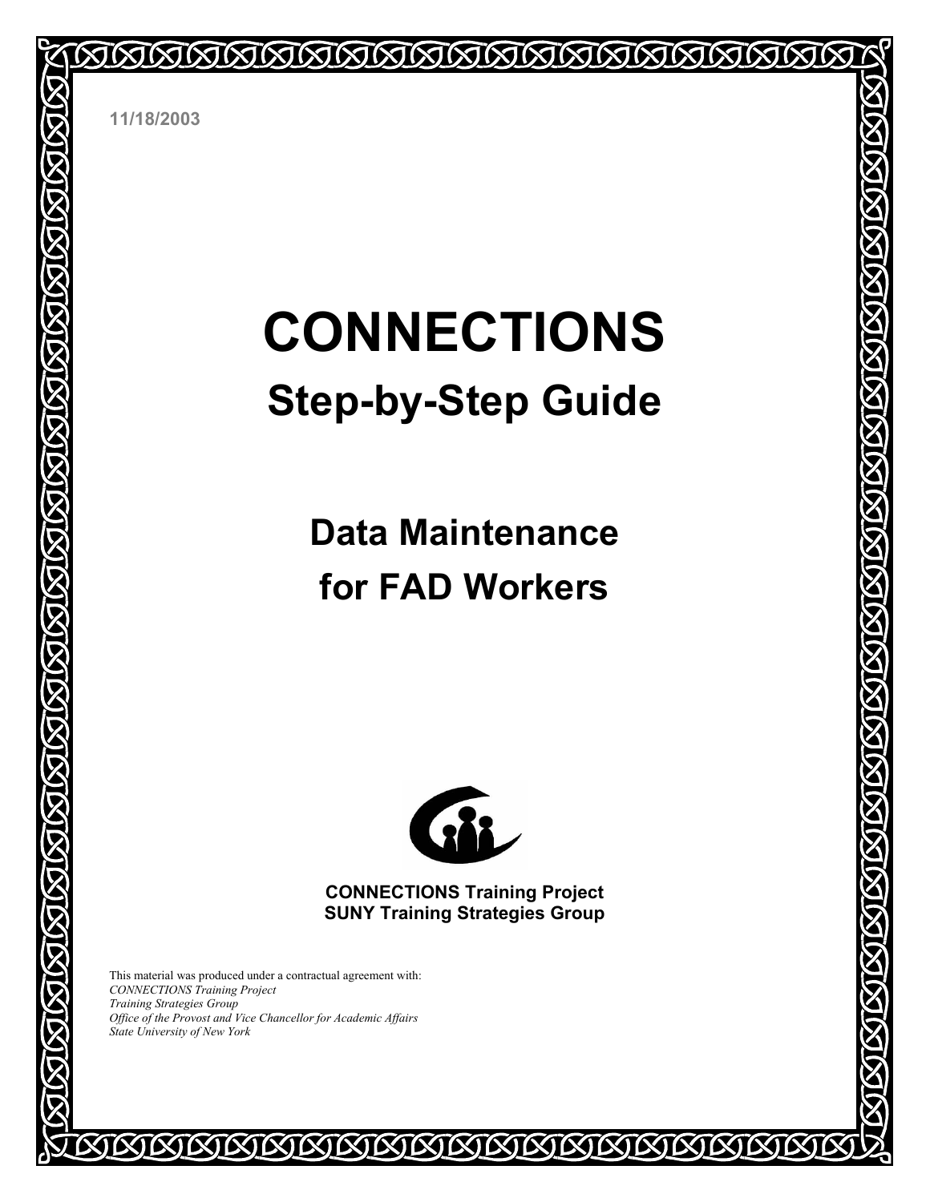11/18/2003

# CONNECTIONS

## Step-by-Step Guide

## Data Maintenance for FAD Workers

**CONNECTIONS Training Project**
**SUNY Training Strategies Group**

This material was produced under a contractual agreement with:
*CONNECTIONS Training Project*
*Training Strategies Group*
*Office of the Provost and Vice Chancellor for Academic Affairs*
*State University of New York*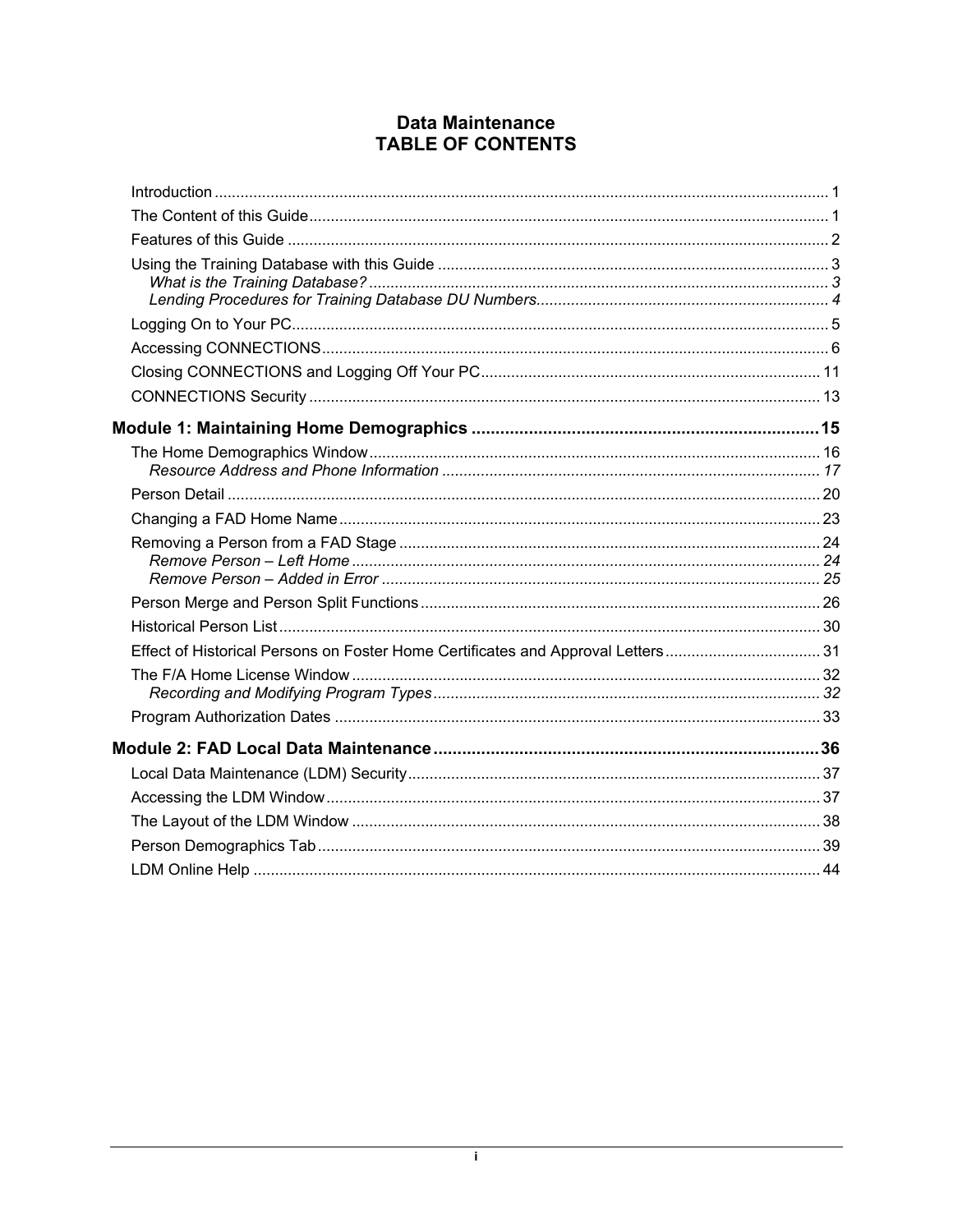# Data Maintenance
## TABLE OF CONTENTS

Introduction .... 1
The Content of this Guide .... 1
Features of this Guide .... 2
Using the Training Database with this Guide .... 3
- *What is the Training Database? .... 3*
- *Lending Procedures for Training Database DU Numbers .... 4*

Logging On to Your PC .... 5
Accessing CONNECTIONS .... 6
Closing CONNECTIONS and Logging Off Your PC .... 11
CONNECTIONS Security .... 13

**Module 1: Maintaining Home Demographics .... 15**

The Home Demographics Window .... 16
- *Resource Address and Phone Information .... 17*

Person Detail .... 20
Changing a FAD Home Name .... 23
Removing a Person from a FAD Stage .... 24
- *Remove Person – Left Home .... 24*
- *Remove Person – Added in Error .... 25*

Person Merge and Person Split Functions .... 26
Historical Person List .... 30
Effect of Historical Persons on Foster Home Certificates and Approval Letters .... 31
The F/A Home License Window .... 32
- *Recording and Modifying Program Types .... 32*

Program Authorization Dates .... 33

**Module 2: FAD Local Data Maintenance .... 36**

Local Data Maintenance (LDM) Security .... 37
Accessing the LDM Window .... 37
The Layout of the LDM Window .... 38
Person Demographics Tab .... 39
LDM Online Help .... 44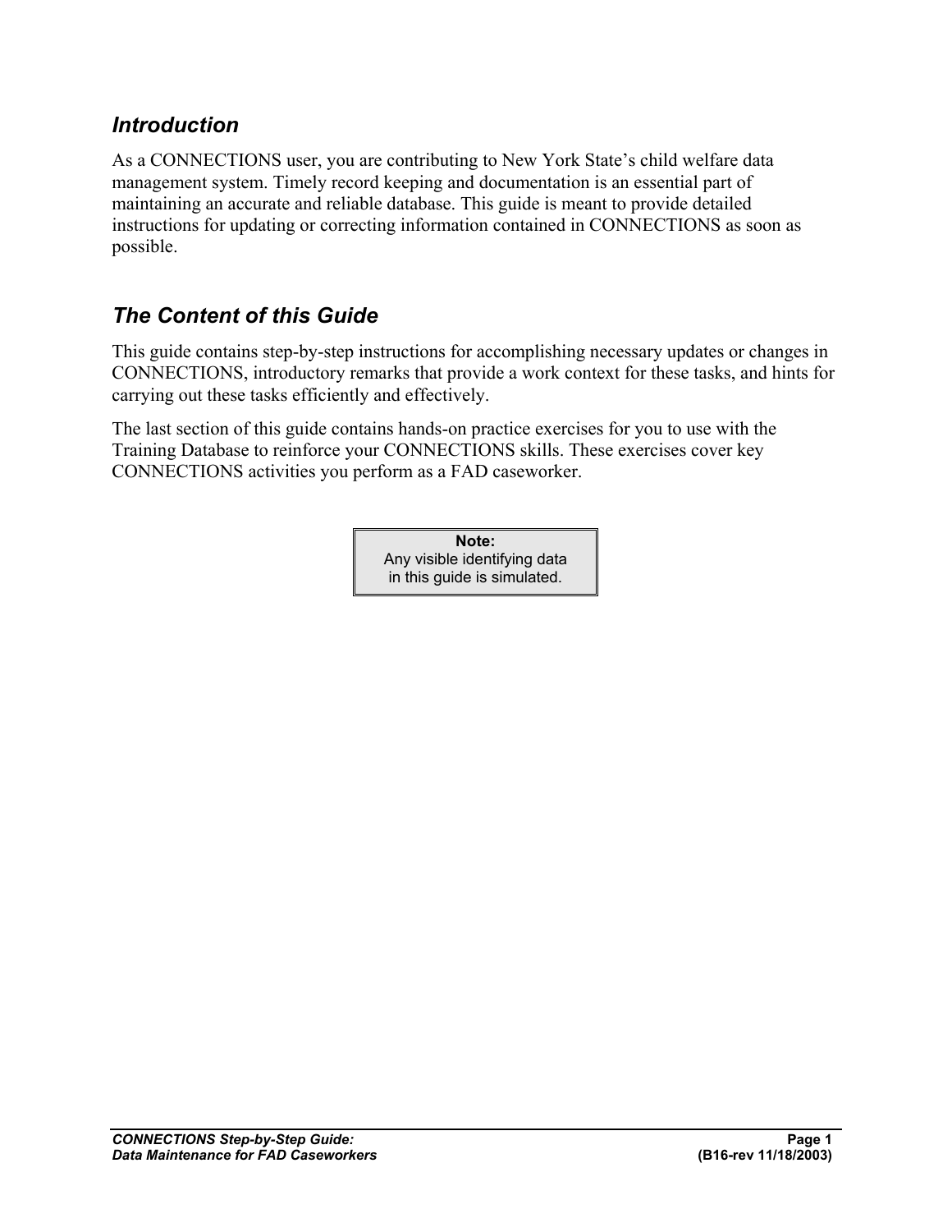## *Introduction*

As a CONNECTIONS user, you are contributing to New York State's child welfare data management system. Timely record keeping and documentation is an essential part of maintaining an accurate and reliable database. This guide is meant to provide detailed instructions for updating or correcting information contained in CONNECTIONS as soon as possible.

## *The Content of this Guide*

This guide contains step-by-step instructions for accomplishing necessary updates or changes in CONNECTIONS, introductory remarks that provide a work context for these tasks, and hints for carrying out these tasks efficiently and effectively.

The last section of this guide contains hands-on practice exercises for you to use with the Training Database to reinforce your CONNECTIONS skills. These exercises cover key CONNECTIONS activities you perform as a FAD caseworker.

> **Note:**
> Any visible identifying data in this guide is simulated.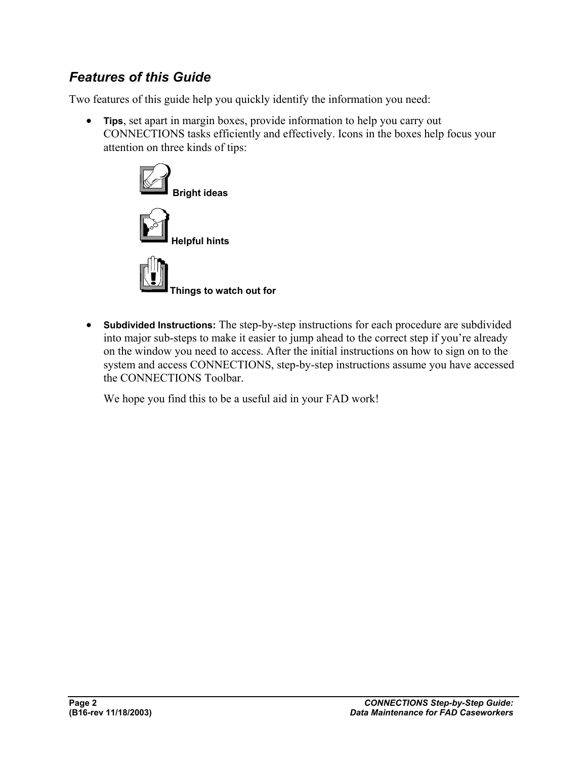## *Features of this Guide*

Two features of this guide help you quickly identify the information you need:

- **Tips**, set apart in margin boxes, provide information to help you carry out CONNECTIONS tasks efficiently and effectively. Icons in the boxes help focus your attention on three kinds of tips:

  **Bright ideas**

  **Helpful hints**

  **Things to watch out for**

- **Subdivided Instructions:** The step-by-step instructions for each procedure are subdivided into major sub-steps to make it easier to jump ahead to the correct step if you're already on the window you need to access. After the initial instructions on how to sign on to the system and access CONNECTIONS, step-by-step instructions assume you have accessed the CONNECTIONS Toolbar.

  We hope you find this to be a useful aid in your FAD work!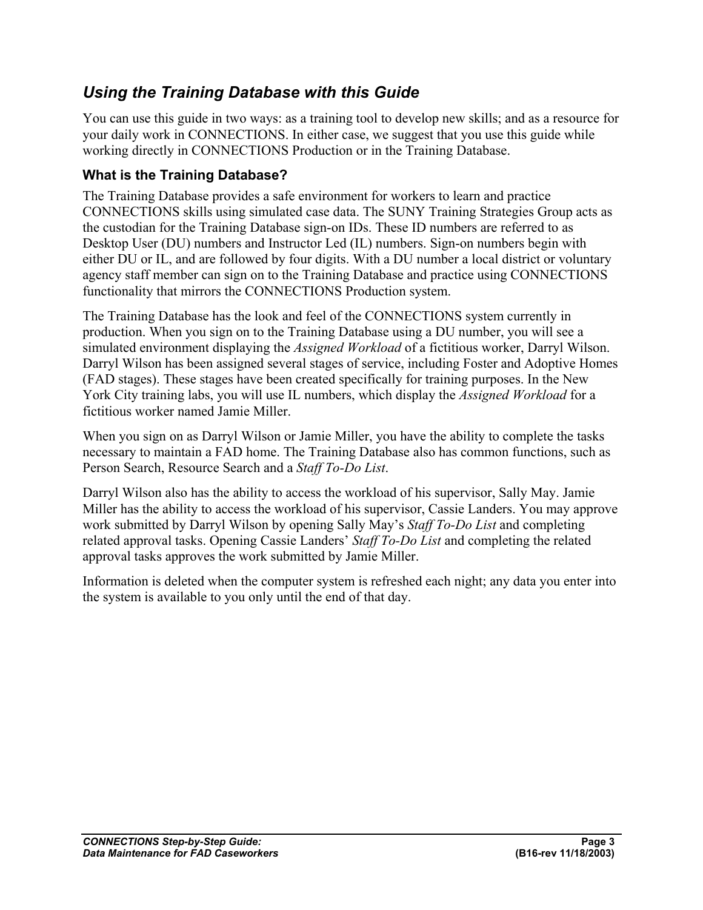## *Using the Training Database with this Guide*

You can use this guide in two ways: as a training tool to develop new skills; and as a resource for your daily work in CONNECTIONS. In either case, we suggest that you use this guide while working directly in CONNECTIONS Production or in the Training Database.

### What is the Training Database?

The Training Database provides a safe environment for workers to learn and practice CONNECTIONS skills using simulated case data. The SUNY Training Strategies Group acts as the custodian for the Training Database sign-on IDs. These ID numbers are referred to as Desktop User (DU) numbers and Instructor Led (IL) numbers. Sign-on numbers begin with either DU or IL, and are followed by four digits. With a DU number a local district or voluntary agency staff member can sign on to the Training Database and practice using CONNECTIONS functionality that mirrors the CONNECTIONS Production system.

The Training Database has the look and feel of the CONNECTIONS system currently in production. When you sign on to the Training Database using a DU number, you will see a simulated environment displaying the *Assigned Workload* of a fictitious worker, Darryl Wilson. Darryl Wilson has been assigned several stages of service, including Foster and Adoptive Homes (FAD stages). These stages have been created specifically for training purposes. In the New York City training labs, you will use IL numbers, which display the *Assigned Workload* for a fictitious worker named Jamie Miller.

When you sign on as Darryl Wilson or Jamie Miller, you have the ability to complete the tasks necessary to maintain a FAD home. The Training Database also has common functions, such as Person Search, Resource Search and a *Staff To-Do List*.

Darryl Wilson also has the ability to access the workload of his supervisor, Sally May. Jamie Miller has the ability to access the workload of his supervisor, Cassie Landers. You may approve work submitted by Darryl Wilson by opening Sally May's *Staff To-Do List* and completing related approval tasks. Opening Cassie Landers' *Staff To-Do List* and completing the related approval tasks approves the work submitted by Jamie Miller.

Information is deleted when the computer system is refreshed each night; any data you enter into the system is available to you only until the end of that day.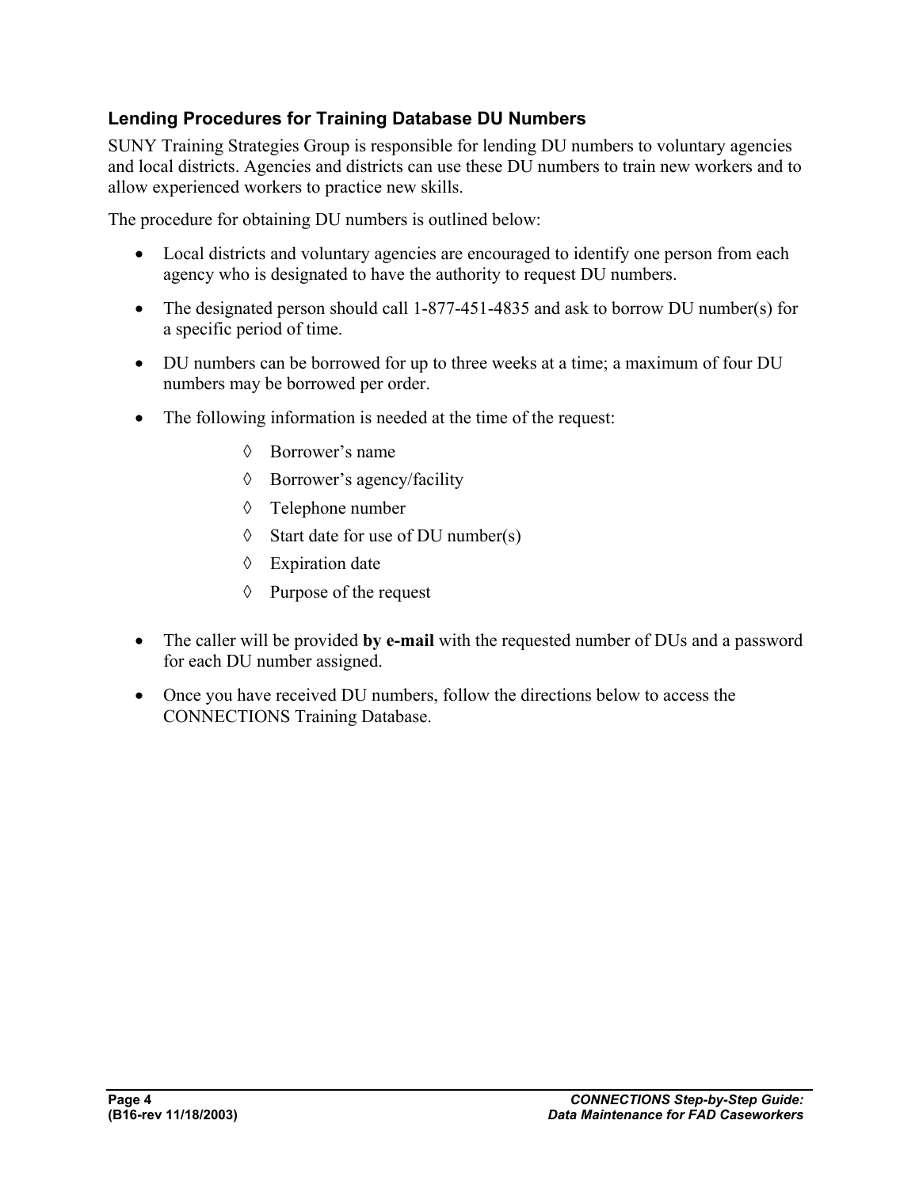### Lending Procedures for Training Database DU Numbers

SUNY Training Strategies Group is responsible for lending DU numbers to voluntary agencies and local districts. Agencies and districts can use these DU numbers to train new workers and to allow experienced workers to practice new skills.

The procedure for obtaining DU numbers is outlined below:

- Local districts and voluntary agencies are encouraged to identify one person from each agency who is designated to have the authority to request DU numbers.
- The designated person should call 1-877-451-4835 and ask to borrow DU number(s) for a specific period of time.
- DU numbers can be borrowed for up to three weeks at a time; a maximum of four DU numbers may be borrowed per order.
- The following information is needed at the time of the request:
  - ◊ Borrower's name
  - ◊ Borrower's agency/facility
  - ◊ Telephone number
  - ◊ Start date for use of DU number(s)
  - ◊ Expiration date
  - ◊ Purpose of the request
- The caller will be provided **by e-mail** with the requested number of DUs and a password for each DU number assigned.
- Once you have received DU numbers, follow the directions below to access the CONNECTIONS Training Database.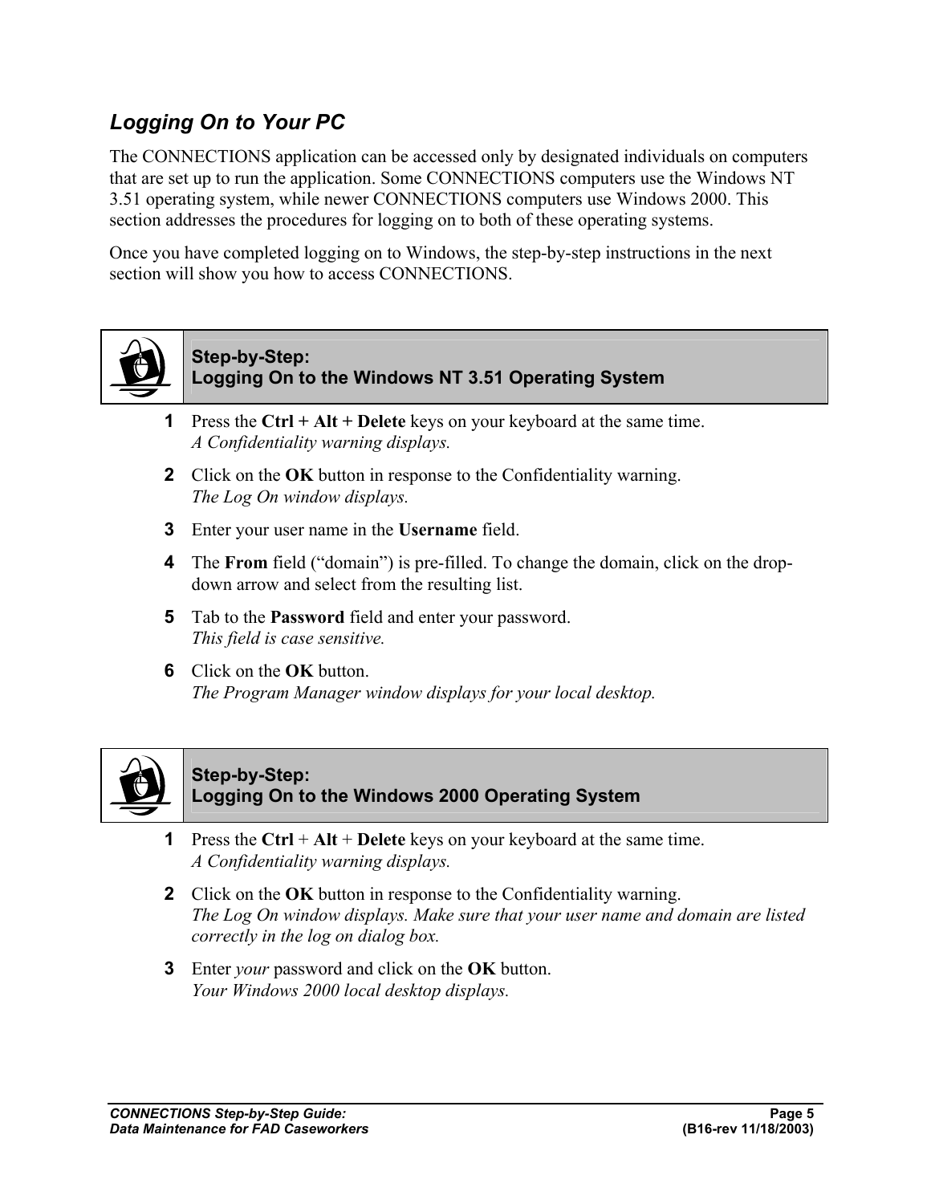## *Logging On to Your PC*

The CONNECTIONS application can be accessed only by designated individuals on computers that are set up to run the application. Some CONNECTIONS computers use the Windows NT 3.51 operating system, while newer CONNECTIONS computers use Windows 2000. This section addresses the procedures for logging on to both of these operating systems.

Once you have completed logging on to Windows, the step-by-step instructions in the next section will show you how to access CONNECTIONS.

### Step-by-Step: Logging On to the Windows NT 3.51 Operating System

1. Press the **Ctrl + Alt + Delete** keys on your keyboard at the same time.
   *A Confidentiality warning displays.*
2. Click on the **OK** button in response to the Confidentiality warning.
   *The Log On window displays.*
3. Enter your user name in the **Username** field.
4. The **From** field ("domain") is pre-filled. To change the domain, click on the drop-down arrow and select from the resulting list.
5. Tab to the **Password** field and enter your password.
   *This field is case sensitive.*
6. Click on the **OK** button.
   *The Program Manager window displays for your local desktop.*

### Step-by-Step: Logging On to the Windows 2000 Operating System

1. Press the **Ctrl** + **Alt** + **Delete** keys on your keyboard at the same time.
   *A Confidentiality warning displays.*
2. Click on the **OK** button in response to the Confidentiality warning.
   *The Log On window displays. Make sure that your user name and domain are listed correctly in the log on dialog box.*
3. Enter *your* password and click on the **OK** button.
   *Your Windows 2000 local desktop displays.*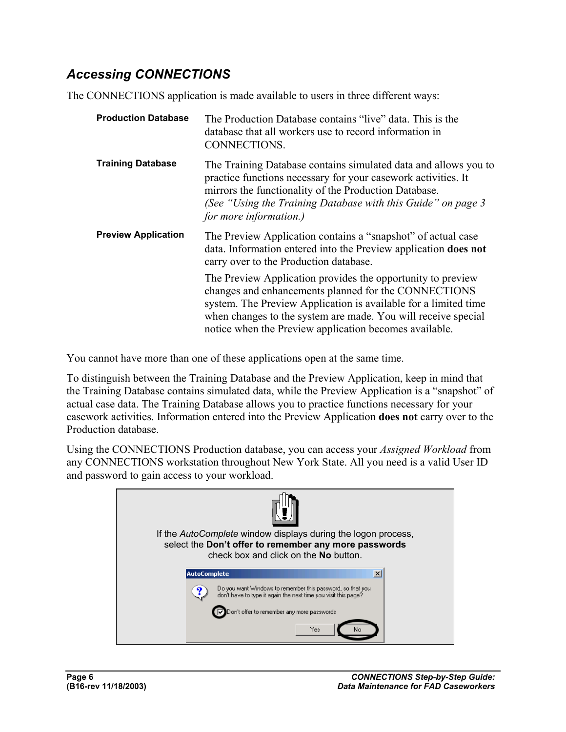## *Accessing CONNECTIONS*

The CONNECTIONS application is made available to users in three different ways:

**Production Database** The Production Database contains "live" data. This is the database that all workers use to record information in CONNECTIONS.

**Training Database** The Training Database contains simulated data and allows you to practice functions necessary for your casework activities. It mirrors the functionality of the Production Database. *(See "Using the Training Database with this Guide" on page 3 for more information.)*

**Preview Application** The Preview Application contains a "snapshot" of actual case data. Information entered into the Preview application **does not** carry over to the Production database.

The Preview Application provides the opportunity to preview changes and enhancements planned for the CONNECTIONS system. The Preview Application is available for a limited time when changes to the system are made. You will receive special notice when the Preview application becomes available.

You cannot have more than one of these applications open at the same time.

To distinguish between the Training Database and the Preview Application, keep in mind that the Training Database contains simulated data, while the Preview Application is a "snapshot" of actual case data. The Training Database allows you to practice functions necessary for your casework activities. Information entered into the Preview Application **does not** carry over to the Production database.

Using the CONNECTIONS Production database, you can access your *Assigned Workload* from any CONNECTIONS workstation throughout New York State. All you need is a valid User ID and password to gain access to your workload.

If the *AutoComplete* window displays during the logon process, select the **Don't offer to remember any more passwords** check box and click on the **No** button.

AutoComplete

Do you want Windows to remember this password, so that you don't have to type it again the next time you visit this page?

Don't offer to remember any more passwords

Yes No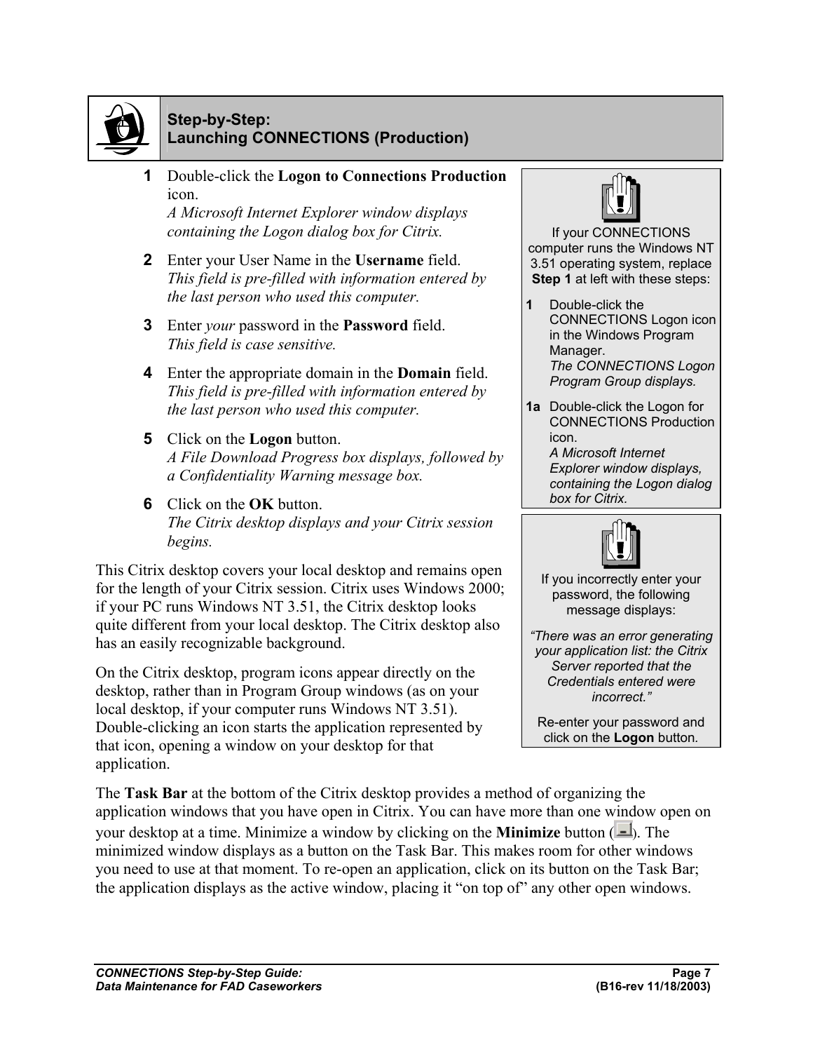## Step-by-Step: Launching CONNECTIONS (Production)

1. Double-click the **Logon to Connections Production** icon.
   *A Microsoft Internet Explorer window displays containing the Logon dialog box for Citrix.*
2. Enter your User Name in the **Username** field.
   *This field is pre-filled with information entered by the last person who used this computer.*
3. Enter *your* password in the **Password** field.
   *This field is case sensitive.*
4. Enter the appropriate domain in the **Domain** field.
   *This field is pre-filled with information entered by the last person who used this computer.*
5. Click on the **Logon** button.
   *A File Download Progress box displays, followed by a Confidentiality Warning message box.*
6. Click on the **OK** button.
   *The Citrix desktop displays and your Citrix session begins.*

> If your CONNECTIONS computer runs the Windows NT 3.51 operating system, replace **Step 1** at left with these steps:
>
> **1** Double-click the CONNECTIONS Logon icon in the Windows Program Manager.
> *The CONNECTIONS Logon Program Group displays.*
>
> **1a** Double-click the Logon for CONNECTIONS Production icon.
> *A Microsoft Internet Explorer window displays, containing the Logon dialog box for Citrix.*

> If you incorrectly enter your password, the following message displays:
>
> *"There was an error generating your application list: the Citrix Server reported that the Credentials entered were incorrect."*
>
> Re-enter your password and click on the **Logon** button.

This Citrix desktop covers your local desktop and remains open for the length of your Citrix session. Citrix uses Windows 2000; if your PC runs Windows NT 3.51, the Citrix desktop looks quite different from your local desktop. The Citrix desktop also has an easily recognizable background.

On the Citrix desktop, program icons appear directly on the desktop, rather than in Program Group windows (as on your local desktop, if your computer runs Windows NT 3.51). Double-clicking an icon starts the application represented by that icon, opening a window on your desktop for that application.

The **Task Bar** at the bottom of the Citrix desktop provides a method of organizing the application windows that you have open in Citrix. You can have more than one window open on your desktop at a time. Minimize a window by clicking on the **Minimize** button ( ). The minimized window displays as a button on the Task Bar. This makes room for other windows you need to use at that moment. To re-open an application, click on its button on the Task Bar; the application displays as the active window, placing it "on top of" any other open windows.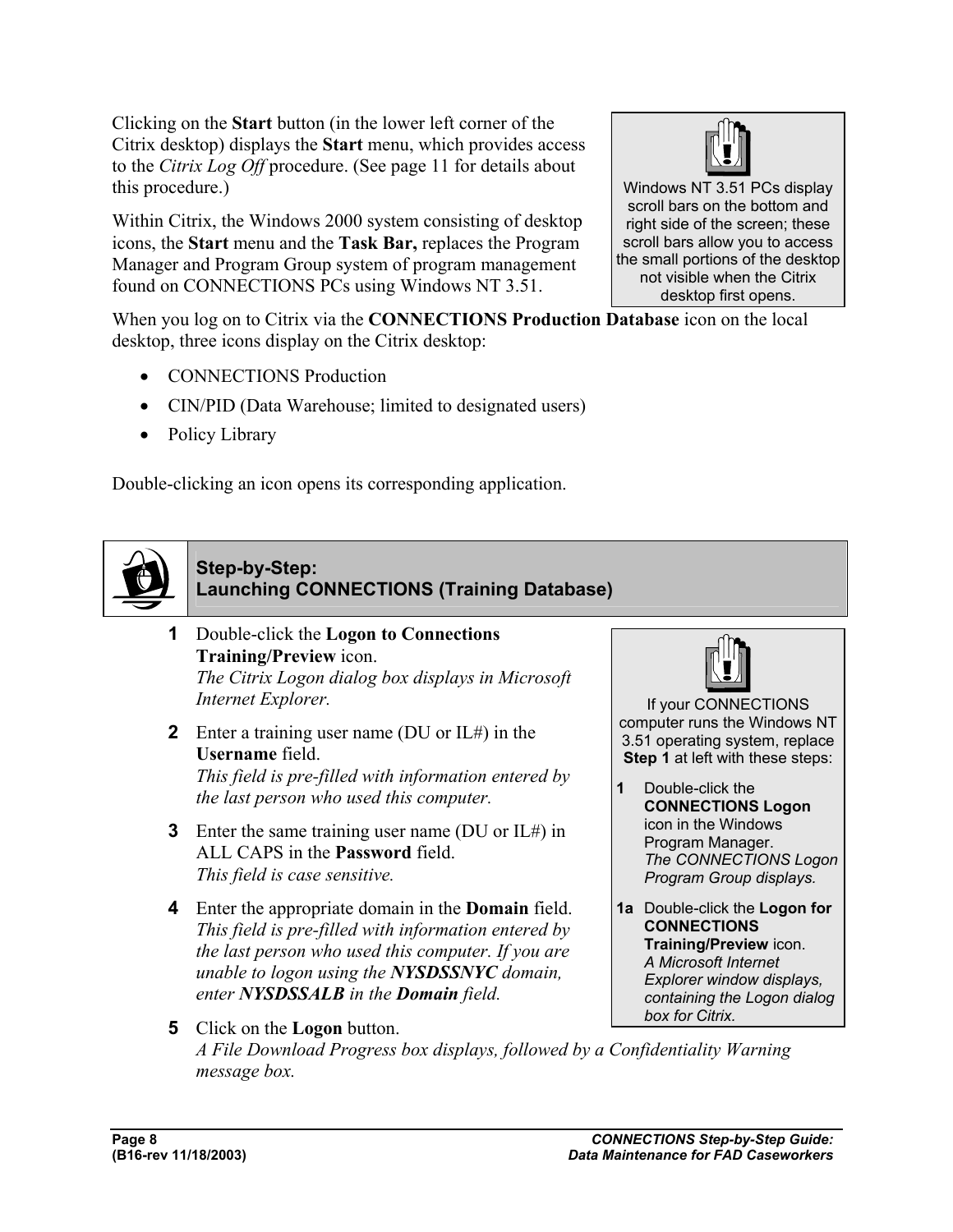Clicking on the **Start** button (in the lower left corner of the Citrix desktop) displays the **Start** menu, which provides access to the *Citrix Log Off* procedure. (See page 11 for details about this procedure.)

Within Citrix, the Windows 2000 system consisting of desktop icons, the **Start** menu and the **Task Bar,** replaces the Program Manager and Program Group system of program management found on CONNECTIONS PCs using Windows NT 3.51.

> Windows NT 3.51 PCs display scroll bars on the bottom and right side of the screen; these scroll bars allow you to access the small portions of the desktop not visible when the Citrix desktop first opens.

When you log on to Citrix via the **CONNECTIONS Production Database** icon on the local desktop, three icons display on the Citrix desktop:

- CONNECTIONS Production
- CIN/PID (Data Warehouse; limited to designated users)
- Policy Library

Double-clicking an icon opens its corresponding application.

## Step-by-Step: Launching CONNECTIONS (Training Database)

**1** Double-click the **Logon to Connections Training/Preview** icon.
*The Citrix Logon dialog box displays in Microsoft Internet Explorer.*

**2** Enter a training user name (DU or IL#) in the **Username** field.
*This field is pre-filled with information entered by the last person who used this computer.*

**3** Enter the same training user name (DU or IL#) in ALL CAPS in the **Password** field.
*This field is case sensitive.*

**4** Enter the appropriate domain in the **Domain** field.
*This field is pre-filled with information entered by the last person who used this computer. If you are unable to logon using the* ***NYSDSSNYC*** *domain, enter* ***NYSDSSALB*** *in the* ***Domain*** *field.*

**5** Click on the **Logon** button.
*A File Download Progress box displays, followed by a Confidentiality Warning message box.*

> If your CONNECTIONS computer runs the Windows NT 3.51 operating system, replace **Step 1** at left with these steps:
>
> **1** Double-click the **CONNECTIONS Logon** icon in the Windows Program Manager.
> *The CONNECTIONS Logon Program Group displays.*
>
> **1a** Double-click the **Logon for CONNECTIONS Training/Preview** icon.
> *A Microsoft Internet Explorer window displays, containing the Logon dialog box for Citrix.*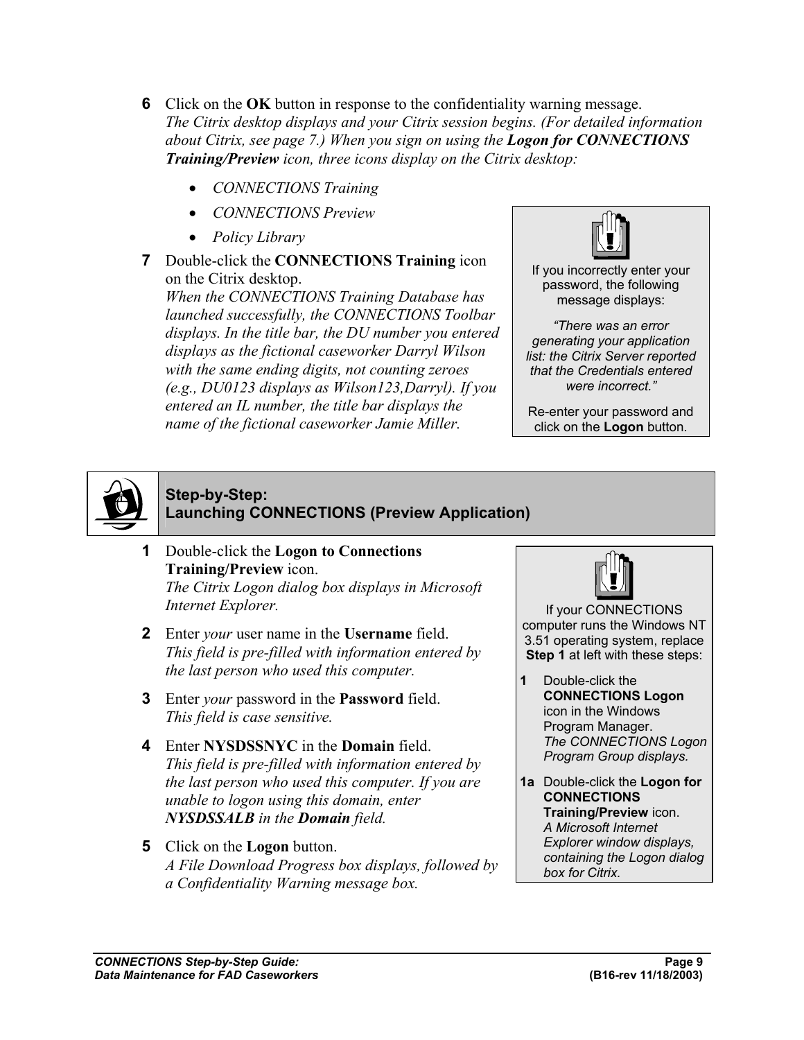6 Click on the **OK** button in response to the confidentiality warning message.
*The Citrix desktop displays and your Citrix session begins. (For detailed information about Citrix, see page 7.) When you sign on using the **Logon for CONNECTIONS Training/Preview** icon, three icons display on the Citrix desktop:*

- *CONNECTIONS Training*
- *CONNECTIONS Preview*
- *Policy Library*

7 Double-click the **CONNECTIONS Training** icon on the Citrix desktop.
*When the CONNECTIONS Training Database has launched successfully, the CONNECTIONS Toolbar displays. In the title bar, the DU number you entered displays as the fictional caseworker Darryl Wilson with the same ending digits, not counting zeroes (e.g., DU0123 displays as Wilson123,Darryl). If you entered an IL number, the title bar displays the name of the fictional caseworker Jamie Miller.*

> If you incorrectly enter your password, the following message displays:
>
> *"There was an error generating your application list: the Citrix Server reported that the Credentials entered were incorrect."*
>
> Re-enter your password and click on the **Logon** button.

## Step-by-Step: Launching CONNECTIONS (Preview Application)

1 Double-click the **Logon to Connections Training/Preview** icon.
*The Citrix Logon dialog box displays in Microsoft Internet Explorer.*

2 Enter *your* user name in the **Username** field.
*This field is pre-filled with information entered by the last person who used this computer.*

3 Enter *your* password in the **Password** field.
*This field is case sensitive.*

4 Enter **NYSDSSNYC** in the **Domain** field.
*This field is pre-filled with information entered by the last person who used this computer. If you are unable to logon using this domain, enter **NYSDSSALB** in the **Domain** field.*

5 Click on the **Logon** button.
*A File Download Progress box displays, followed by a Confidentiality Warning message box.*

> If your CONNECTIONS computer runs the Windows NT 3.51 operating system, replace **Step 1** at left with these steps:
>
> **1** Double-click the **CONNECTIONS Logon** icon in the Windows Program Manager.
> *The CONNECTIONS Logon Program Group displays.*
>
> **1a** Double-click the **Logon for CONNECTIONS Training/Preview** icon.
> *A Microsoft Internet Explorer window displays, containing the Logon dialog box for Citrix.*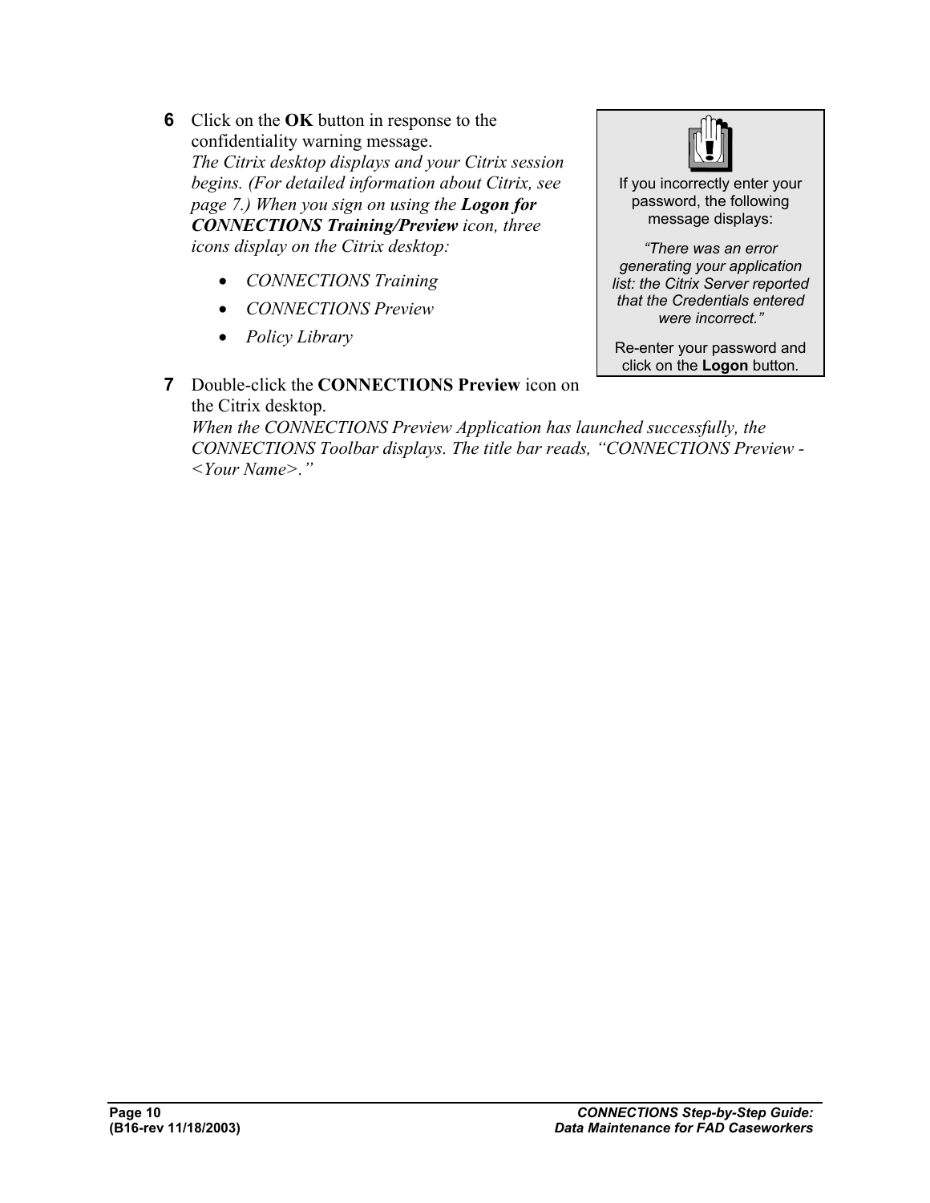**6** Click on the **OK** button in response to the confidentiality warning message.
*The Citrix desktop displays and your Citrix session begins. (For detailed information about Citrix, see page 7.) When you sign on using the* ***Logon for CONNECTIONS Training/Preview*** *icon, three icons display on the Citrix desktop:*

- *CONNECTIONS Training*
- *CONNECTIONS Preview*
- *Policy Library*

> If you incorrectly enter your password, the following message displays:
>
> *"There was an error generating your application list: the Citrix Server reported that the Credentials entered were incorrect."*
>
> Re-enter your password and click on the **Logon** button.

**7** Double-click the **CONNECTIONS Preview** icon on the Citrix desktop.
*When the CONNECTIONS Preview Application has launched successfully, the CONNECTIONS Toolbar displays. The title bar reads, "CONNECTIONS Preview - <Your Name>."*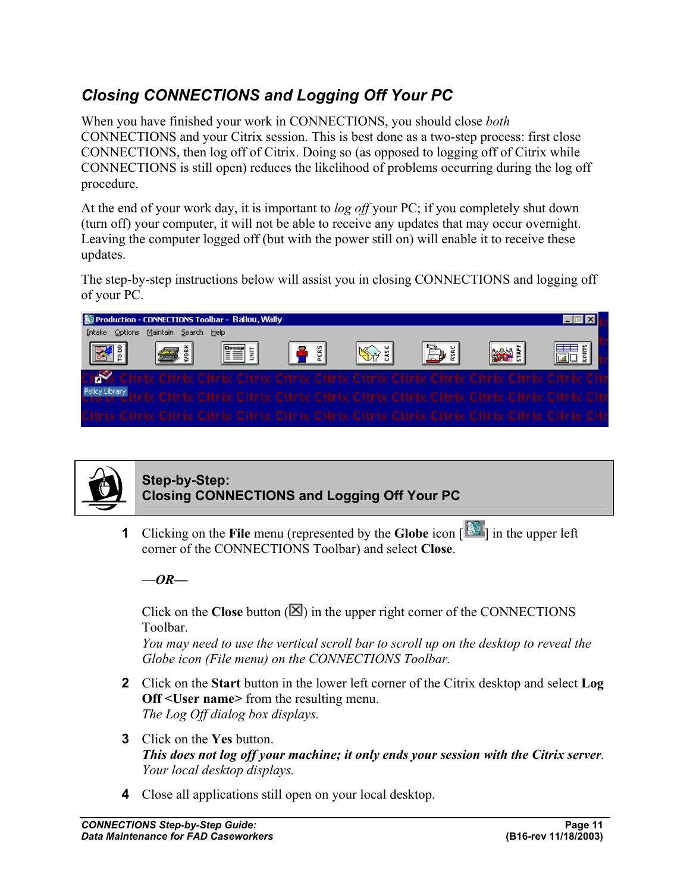## Closing CONNECTIONS and Logging Off Your PC

When you have finished your work in CONNECTIONS, you should close *both* CONNECTIONS and your Citrix session. This is best done as a two-step process: first close CONNECTIONS, then log off of Citrix. Doing so (as opposed to logging off of Citrix while CONNECTIONS is still open) reduces the likelihood of problems occurring during the log off procedure.

At the end of your work day, it is important to *log off* your PC; if you completely shut down (turn off) your computer, it will not be able to receive any updates that may occur overnight. Leaving the computer logged off (but with the power still on) will enable it to receive these updates.

The step-by-step instructions below will assist you in closing CONNECTIONS and logging off of your PC.

### Step-by-Step: Closing CONNECTIONS and Logging Off Your PC

1. Clicking on the **File** menu (represented by the **Globe** icon [ ] in the upper left corner of the CONNECTIONS Toolbar) and select **Close**.

   *—OR—*

   Click on the **Close** button (☒) in the upper right corner of the CONNECTIONS Toolbar.
   *You may need to use the vertical scroll bar to scroll up on the desktop to reveal the Globe icon (File menu) on the CONNECTIONS Toolbar.*

2. Click on the **Start** button in the lower left corner of the Citrix desktop and select **Log Off <User name>** from the resulting menu.
   *The Log Off dialog box displays.*

3. Click on the **Yes** button.
   ***This does not log off your machine; it only ends your session with the Citrix server.***
   *Your local desktop displays.*

4. Close all applications still open on your local desktop.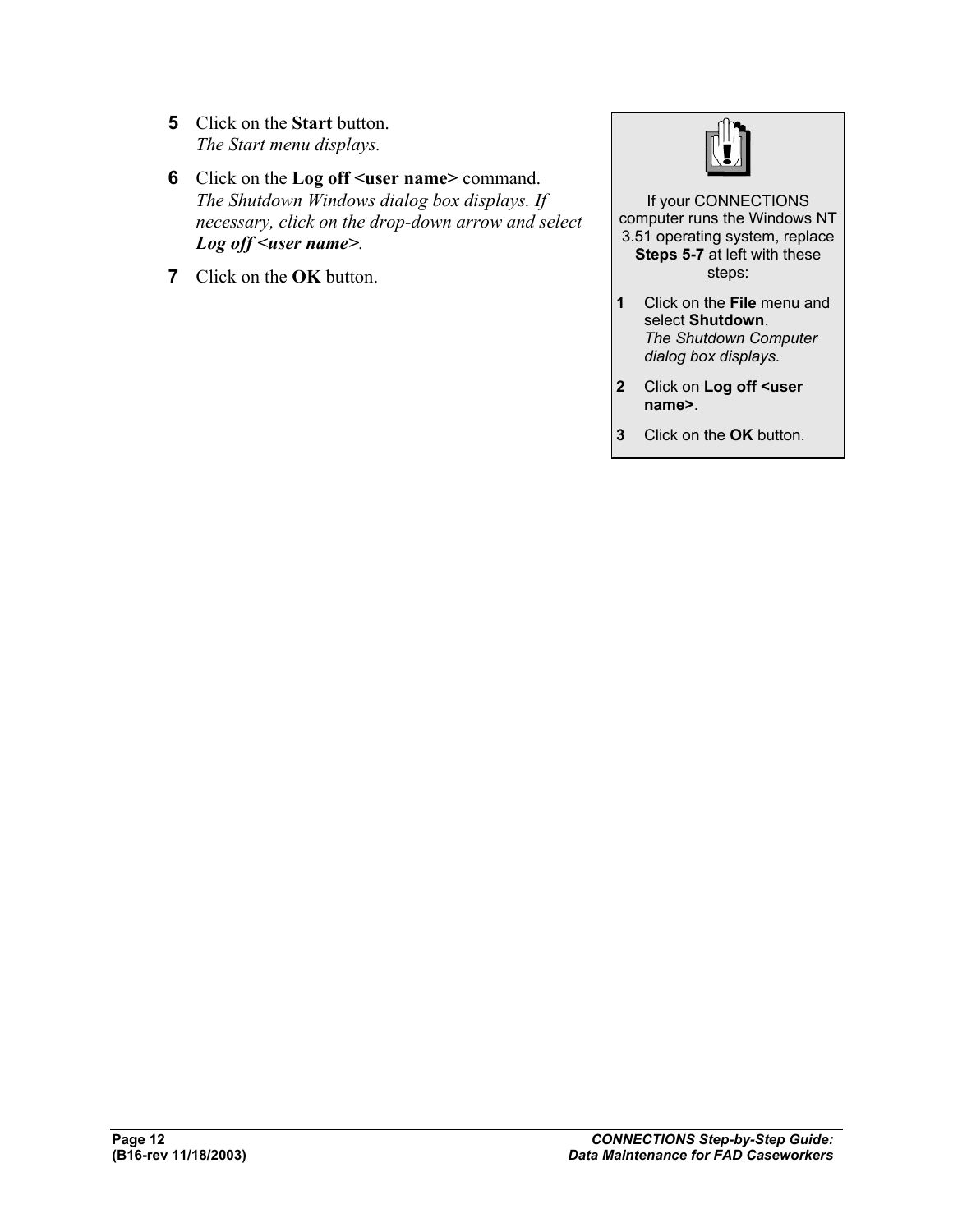**5** Click on the **Start** button.
*The Start menu displays.*

**6** Click on the **Log off <user name>** command.
*The Shutdown Windows dialog box displays. If necessary, click on the drop-down arrow and select **Log off <user name>**.*

**7** Click on the **OK** button.

> If your CONNECTIONS computer runs the Windows NT 3.51 operating system, replace **Steps 5-7** at left with these steps:
>
> **1** Click on the **File** menu and select **Shutdown**.
> *The Shutdown Computer dialog box displays.*
>
> **2** Click on **Log off <user name>**.
>
> **3** Click on the **OK** button.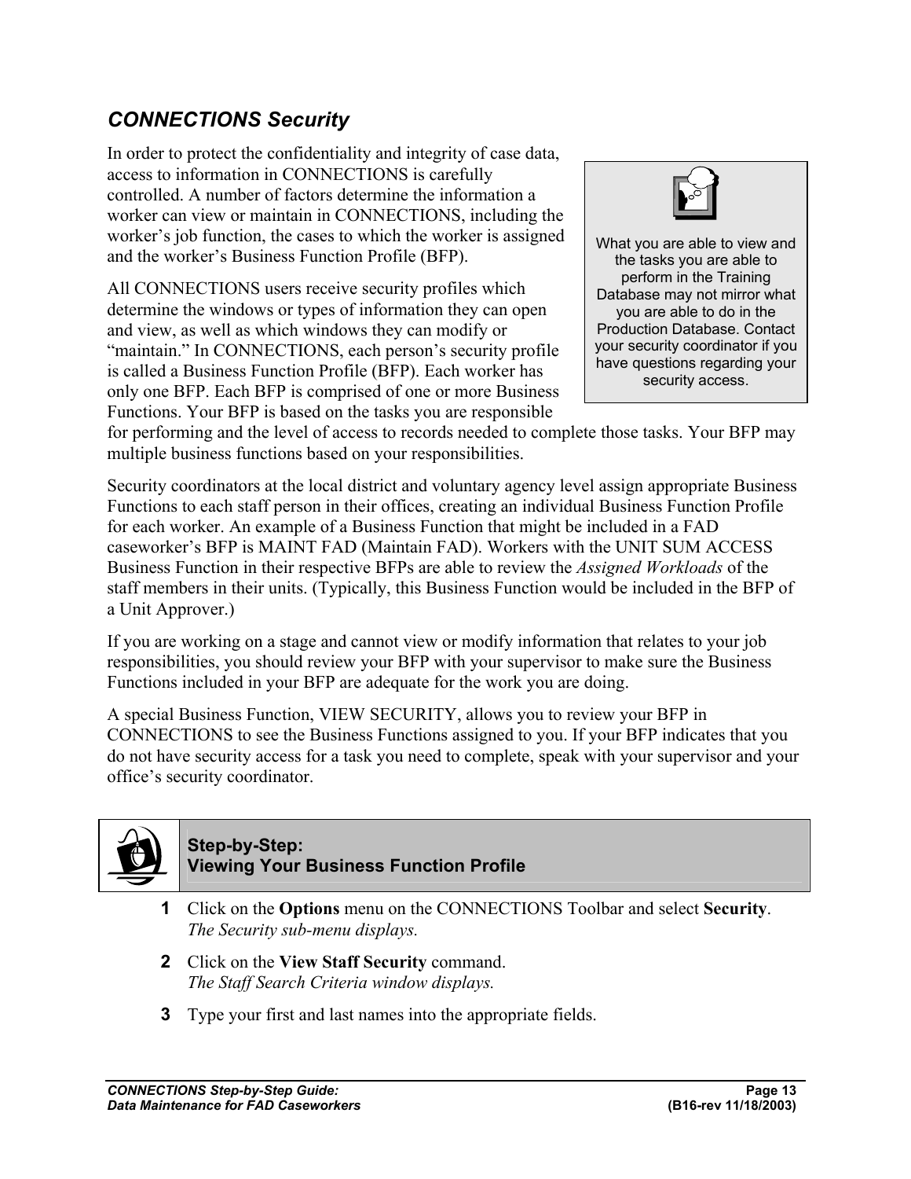## *CONNECTIONS Security*

In order to protect the confidentiality and integrity of case data, access to information in CONNECTIONS is carefully controlled. A number of factors determine the information a worker can view or maintain in CONNECTIONS, including the worker's job function, the cases to which the worker is assigned and the worker's Business Function Profile (BFP).

> What you are able to view and the tasks you are able to perform in the Training Database may not mirror what you are able to do in the Production Database. Contact your security coordinator if you have questions regarding your security access.

All CONNECTIONS users receive security profiles which determine the windows or types of information they can open and view, as well as which windows they can modify or "maintain." In CONNECTIONS, each person's security profile is called a Business Function Profile (BFP). Each worker has only one BFP. Each BFP is comprised of one or more Business Functions. Your BFP is based on the tasks you are responsible for performing and the level of access to records needed to complete those tasks. Your BFP may multiple business functions based on your responsibilities.

Security coordinators at the local district and voluntary agency level assign appropriate Business Functions to each staff person in their offices, creating an individual Business Function Profile for each worker. An example of a Business Function that might be included in a FAD caseworker's BFP is MAINT FAD (Maintain FAD). Workers with the UNIT SUM ACCESS Business Function in their respective BFPs are able to review the *Assigned Workloads* of the staff members in their units. (Typically, this Business Function would be included in the BFP of a Unit Approver.)

If you are working on a stage and cannot view or modify information that relates to your job responsibilities, you should review your BFP with your supervisor to make sure the Business Functions included in your BFP are adequate for the work you are doing.

A special Business Function, VIEW SECURITY, allows you to review your BFP in CONNECTIONS to see the Business Functions assigned to you. If your BFP indicates that you do not have security access for a task you need to complete, speak with your supervisor and your office's security coordinator.

### Step-by-Step: Viewing Your Business Function Profile

**1** Click on the **Options** menu on the CONNECTIONS Toolbar and select **Security**.
*The Security sub-menu displays.*

**2** Click on the **View Staff Security** command.
*The Staff Search Criteria window displays.*

**3** Type your first and last names into the appropriate fields.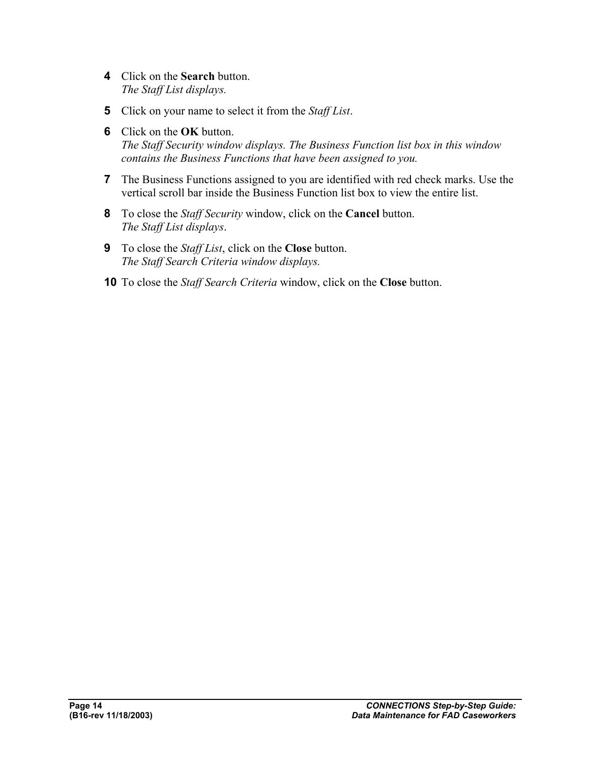4. Click on the **Search** button.
   *The Staff List displays.*

5. Click on your name to select it from the *Staff List*.

6. Click on the **OK** button.
   *The Staff Security window displays. The Business Function list box in this window contains the Business Functions that have been assigned to you.*

7. The Business Functions assigned to you are identified with red check marks. Use the vertical scroll bar inside the Business Function list box to view the entire list.

8. To close the *Staff Security* window, click on the **Cancel** button.
   *The Staff List displays*.

9. To close the *Staff List*, click on the **Close** button.
   *The Staff Search Criteria window displays.*

10. To close the *Staff Search Criteria* window, click on the **Close** button.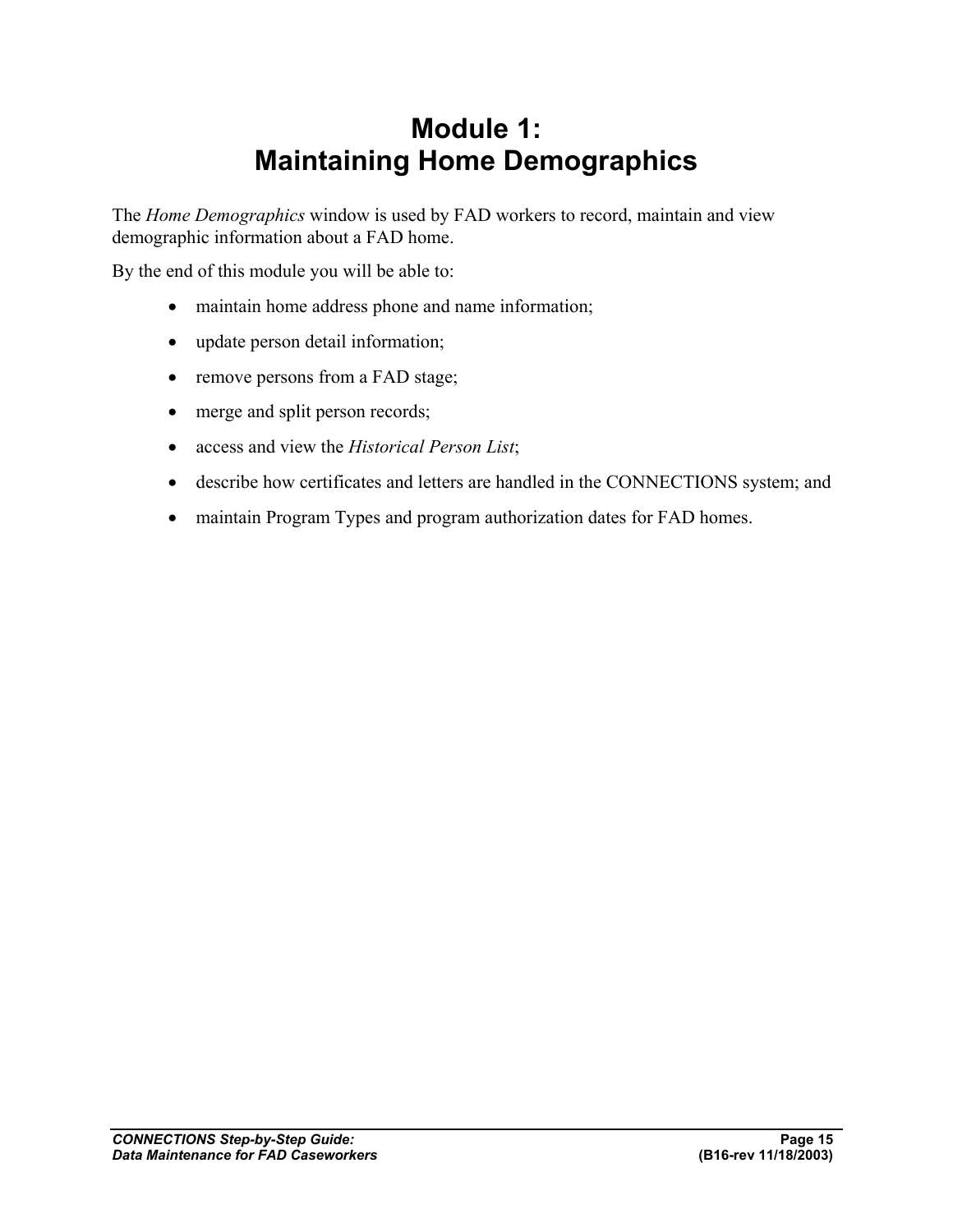# Module 1:
# Maintaining Home Demographics

The *Home Demographics* window is used by FAD workers to record, maintain and view demographic information about a FAD home.

By the end of this module you will be able to:

- maintain home address phone and name information;
- update person detail information;
- remove persons from a FAD stage;
- merge and split person records;
- access and view the *Historical Person List*;
- describe how certificates and letters are handled in the CONNECTIONS system; and
- maintain Program Types and program authorization dates for FAD homes.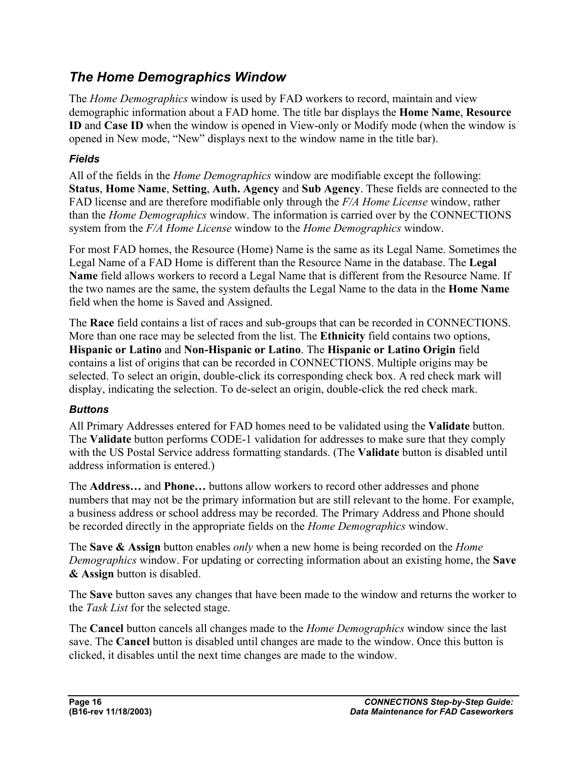## *The Home Demographics Window*

The *Home Demographics* window is used by FAD workers to record, maintain and view demographic information about a FAD home. The title bar displays the **Home Name**, **Resource ID** and **Case ID** when the window is opened in View-only or Modify mode (when the window is opened in New mode, "New" displays next to the window name in the title bar).

### *Fields*

All of the fields in the *Home Demographics* window are modifiable except the following: **Status**, **Home Name**, **Setting**, **Auth. Agency** and **Sub Agency**. These fields are connected to the FAD license and are therefore modifiable only through the *F/A Home License* window, rather than the *Home Demographics* window. The information is carried over by the CONNECTIONS system from the *F/A Home License* window to the *Home Demographics* window.

For most FAD homes, the Resource (Home) Name is the same as its Legal Name. Sometimes the Legal Name of a FAD Home is different than the Resource Name in the database. The **Legal Name** field allows workers to record a Legal Name that is different from the Resource Name. If the two names are the same, the system defaults the Legal Name to the data in the **Home Name** field when the home is Saved and Assigned.

The **Race** field contains a list of races and sub-groups that can be recorded in CONNECTIONS. More than one race may be selected from the list. The **Ethnicity** field contains two options, **Hispanic or Latino** and **Non-Hispanic or Latino**. The **Hispanic or Latino Origin** field contains a list of origins that can be recorded in CONNECTIONS. Multiple origins may be selected. To select an origin, double-click its corresponding check box. A red check mark will display, indicating the selection. To de-select an origin, double-click the red check mark.

### *Buttons*

All Primary Addresses entered for FAD homes need to be validated using the **Validate** button. The **Validate** button performs CODE-1 validation for addresses to make sure that they comply with the US Postal Service address formatting standards. (The **Validate** button is disabled until address information is entered.)

The **Address…** and **Phone…** buttons allow workers to record other addresses and phone numbers that may not be the primary information but are still relevant to the home. For example, a business address or school address may be recorded. The Primary Address and Phone should be recorded directly in the appropriate fields on the *Home Demographics* window.

The **Save & Assign** button enables *only* when a new home is being recorded on the *Home Demographics* window. For updating or correcting information about an existing home, the **Save & Assign** button is disabled.

The **Save** button saves any changes that have been made to the window and returns the worker to the *Task List* for the selected stage.

The **Cancel** button cancels all changes made to the *Home Demographics* window since the last save. The **Cancel** button is disabled until changes are made to the window. Once this button is clicked, it disables until the next time changes are made to the window.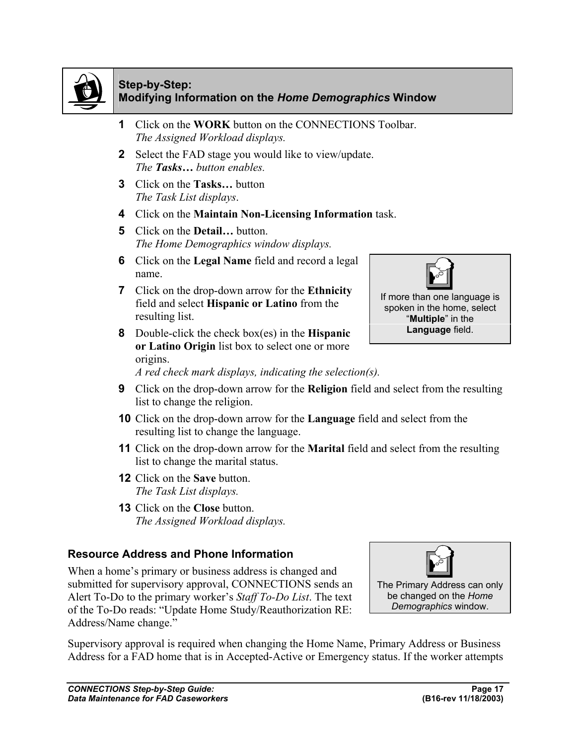## Step-by-Step: Modifying Information on the *Home Demographics* Window

1. Click on the **WORK** button on the CONNECTIONS Toolbar.
   *The Assigned Workload displays.*
2. Select the FAD stage you would like to view/update.
   *The **Tasks…** button enables.*
3. Click on the **Tasks…** button
   *The Task List displays*.
4. Click on the **Maintain Non-Licensing Information** task.
5. Click on the **Detail…** button.
   *The Home Demographics window displays.*
6. Click on the **Legal Name** field and record a legal name.
7. Click on the drop-down arrow for the **Ethnicity** field and select **Hispanic or Latino** from the resulting list.
8. Double-click the check box(es) in the **Hispanic or Latino Origin** list box to select one or more origins.
   *A red check mark displays, indicating the selection(s).*
9. Click on the drop-down arrow for the **Religion** field and select from the resulting list to change the religion.
10. Click on the drop-down arrow for the **Language** field and select from the resulting list to change the language.
11. Click on the drop-down arrow for the **Marital** field and select from the resulting list to change the marital status.
12. Click on the **Save** button.
    *The Task List displays.*
13. Click on the **Close** button.
    *The Assigned Workload displays.*

> If more than one language is spoken in the home, select "**Multiple**" in the **Language** field.

### Resource Address and Phone Information

When a home's primary or business address is changed and submitted for supervisory approval, CONNECTIONS sends an Alert To-Do to the primary worker's *Staff To-Do List*. The text of the To-Do reads: "Update Home Study/Reauthorization RE: Address/Name change."

> The Primary Address can only be changed on the *Home Demographics* window.

Supervisory approval is required when changing the Home Name, Primary Address or Business Address for a FAD home that is in Accepted-Active or Emergency status. If the worker attempts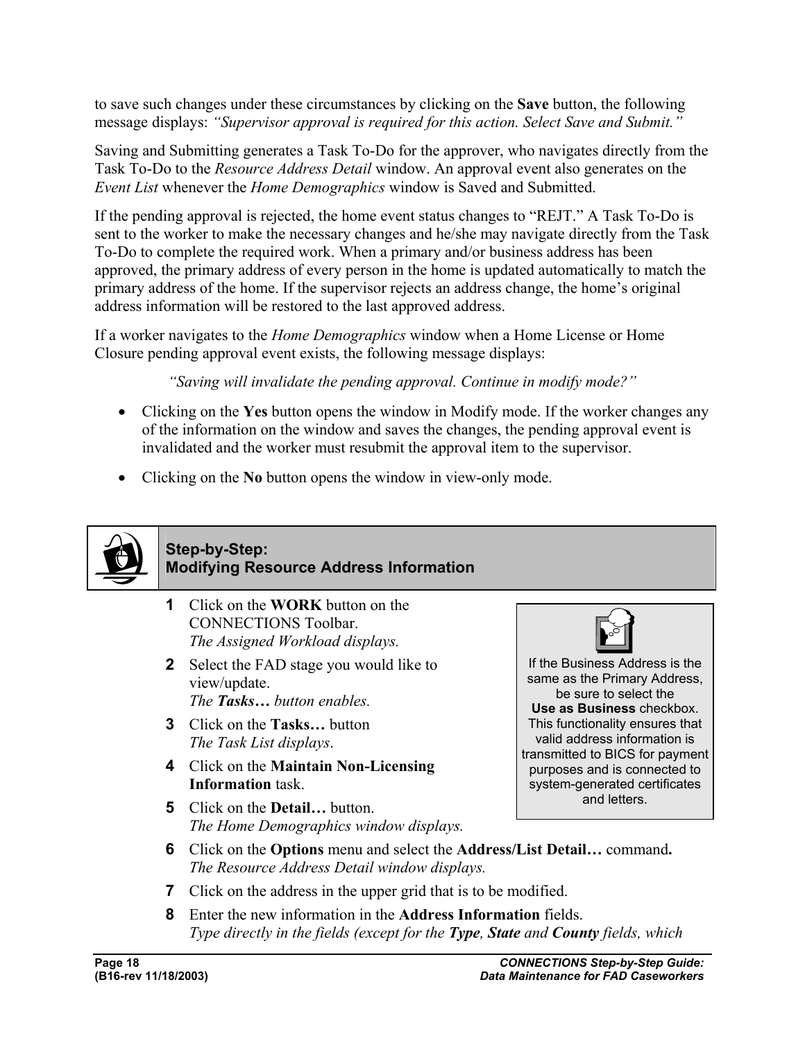to save such changes under these circumstances by clicking on the **Save** button, the following message displays: *"Supervisor approval is required for this action. Select Save and Submit."*

Saving and Submitting generates a Task To-Do for the approver, who navigates directly from the Task To-Do to the *Resource Address Detail* window. An approval event also generates on the *Event List* whenever the *Home Demographics* window is Saved and Submitted.

If the pending approval is rejected, the home event status changes to "REJT." A Task To-Do is sent to the worker to make the necessary changes and he/she may navigate directly from the Task To-Do to complete the required work. When a primary and/or business address has been approved, the primary address of every person in the home is updated automatically to match the primary address of the home. If the supervisor rejects an address change, the home's original address information will be restored to the last approved address.

If a worker navigates to the *Home Demographics* window when a Home License or Home Closure pending approval event exists, the following message displays:

> *"Saving will invalidate the pending approval. Continue in modify mode?"*

- Clicking on the **Yes** button opens the window in Modify mode. If the worker changes any of the information on the window and saves the changes, the pending approval event is invalidated and the worker must resubmit the approval item to the supervisor.
- Clicking on the **No** button opens the window in view-only mode.

## Step-by-Step: Modifying Resource Address Information

> If the Business Address is the same as the Primary Address, be sure to select the **Use as Business** checkbox. This functionality ensures that valid address information is transmitted to BICS for payment purposes and is connected to system-generated certificates and letters.

1. Click on the **WORK** button on the CONNECTIONS Toolbar.
   *The Assigned Workload displays.*
2. Select the FAD stage you would like to view/update.
   *The **Tasks…** button enables.*
3. Click on the **Tasks…** button
   *The Task List displays*.
4. Click on the **Maintain Non-Licensing Information** task.
5. Click on the **Detail…** button.
   *The Home Demographics window displays.*
6. Click on the **Options** menu and select the **Address/List Detail…** command**.**
   *The Resource Address Detail window displays.*
7. Click on the address in the upper grid that is to be modified.
8. Enter the new information in the **Address Information** fields.
   *Type directly in the fields (except for the **Type**, **State** and **County** fields, which*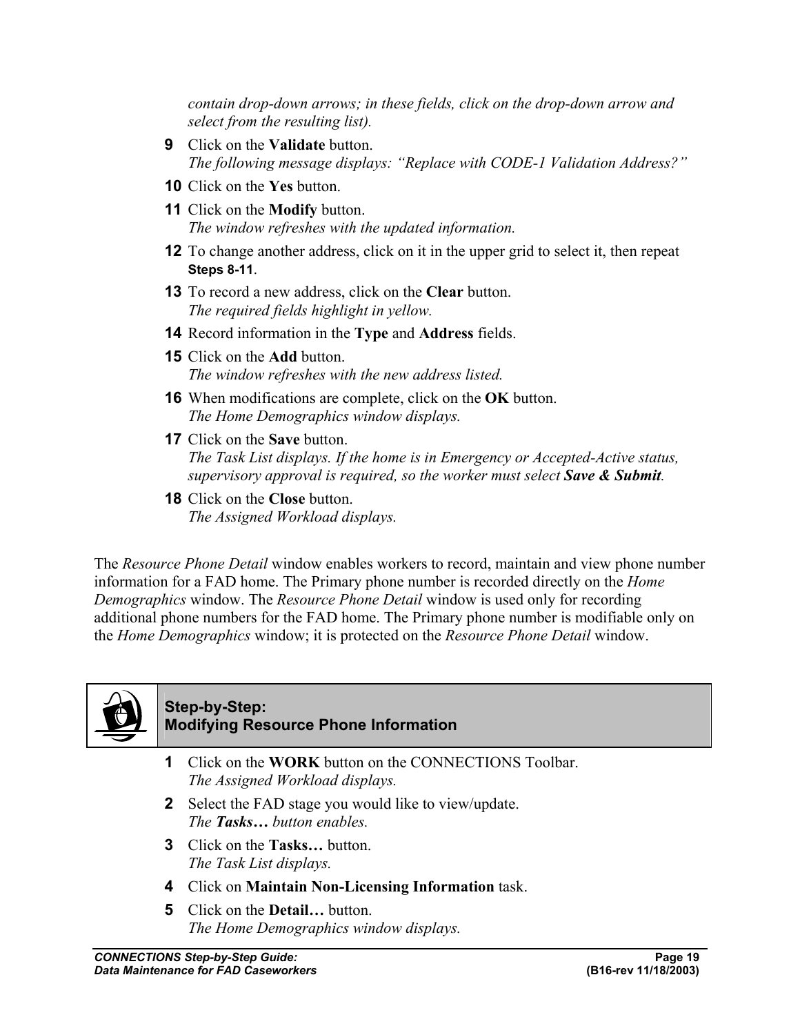*contain drop-down arrows; in these fields, click on the drop-down arrow and select from the resulting list).*

9. Click on the **Validate** button.
   *The following message displays: "Replace with CODE-1 Validation Address?"*
10. Click on the **Yes** button.
11. Click on the **Modify** button.
    *The window refreshes with the updated information.*
12. To change another address, click on it in the upper grid to select it, then repeat **Steps 8-11**.
13. To record a new address, click on the **Clear** button.
    *The required fields highlight in yellow.*
14. Record information in the **Type** and **Address** fields.
15. Click on the **Add** button.
    *The window refreshes with the new address listed.*
16. When modifications are complete, click on the **OK** button.
    *The Home Demographics window displays.*
17. Click on the **Save** button.
    *The Task List displays. If the home is in Emergency or Accepted-Active status, supervisory approval is required, so the worker must select* ***Save & Submit****.*
18. Click on the **Close** button.
    *The Assigned Workload displays.*

The *Resource Phone Detail* window enables workers to record, maintain and view phone number information for a FAD home. The Primary phone number is recorded directly on the *Home Demographics* window. The *Resource Phone Detail* window is used only for recording additional phone numbers for the FAD home. The Primary phone number is modifiable only on the *Home Demographics* window; it is protected on the *Resource Phone Detail* window.

## Step-by-Step: Modifying Resource Phone Information

1. Click on the **WORK** button on the CONNECTIONS Toolbar.
   *The Assigned Workload displays.*
2. Select the FAD stage you would like to view/update.
   *The* ***Tasks…*** *button enables.*
3. Click on the **Tasks…** button.
   *The Task List displays.*
4. Click on **Maintain Non-Licensing Information** task.
5. Click on the **Detail…** button.
   *The Home Demographics window displays.*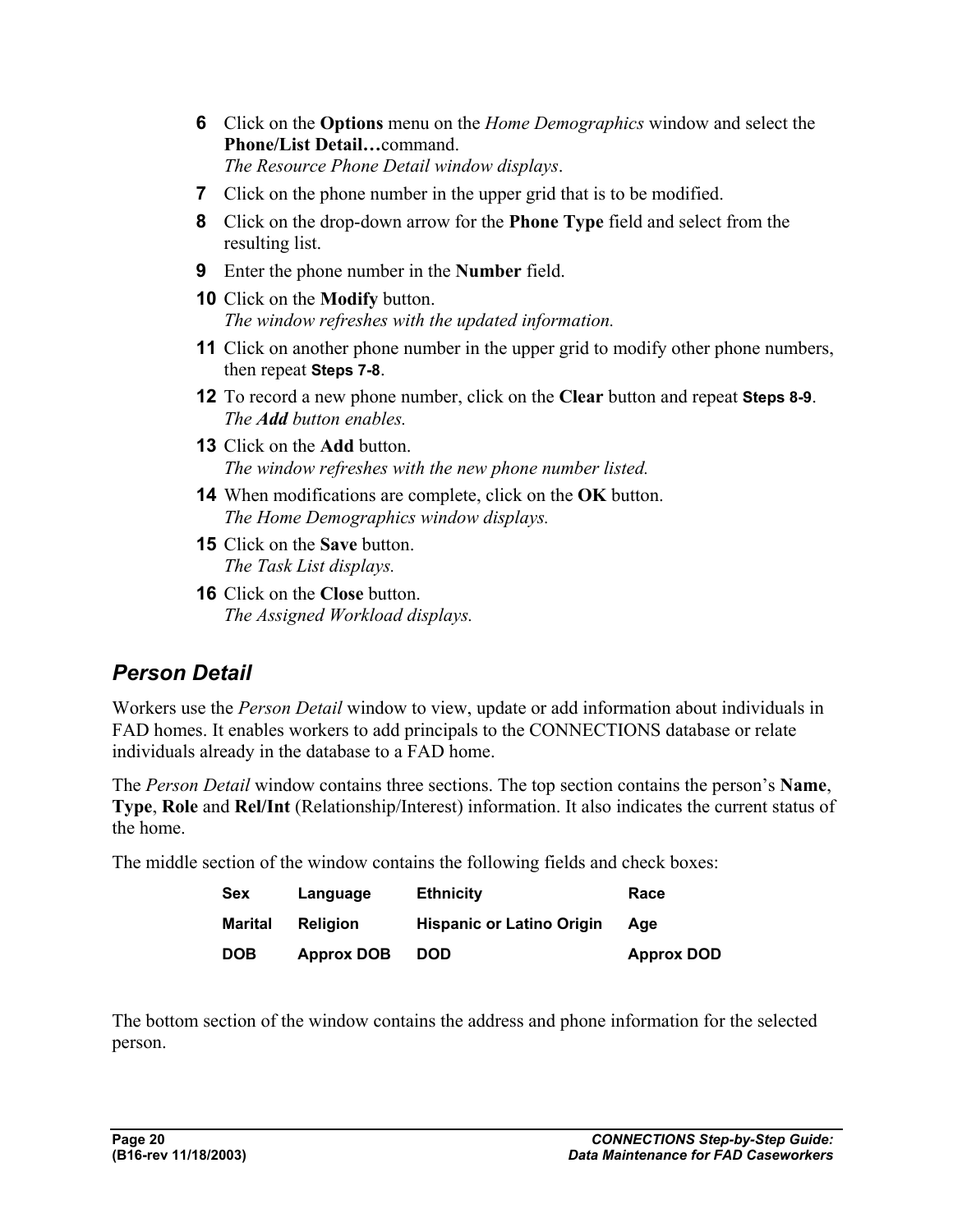6. Click on the **Options** menu on the *Home Demographics* window and select the **Phone/List Detail…**command.
   *The Resource Phone Detail window displays*.
7. Click on the phone number in the upper grid that is to be modified.
8. Click on the drop-down arrow for the **Phone Type** field and select from the resulting list.
9. Enter the phone number in the **Number** field.
10. Click on the **Modify** button.
    *The window refreshes with the updated information.*
11. Click on another phone number in the upper grid to modify other phone numbers, then repeat **Steps 7-8**.
12. To record a new phone number, click on the **Clear** button and repeat **Steps 8-9**.
    *The **Add** button enables.*
13. Click on the **Add** button.
    *The window refreshes with the new phone number listed.*
14. When modifications are complete, click on the **OK** button.
    *The Home Demographics window displays.*
15. Click on the **Save** button.
    *The Task List displays.*
16. Click on the **Close** button.
    *The Assigned Workload displays.*

## *Person Detail*

Workers use the *Person Detail* window to view, update or add information about individuals in FAD homes. It enables workers to add principals to the CONNECTIONS database or relate individuals already in the database to a FAD home.

The *Person Detail* window contains three sections. The top section contains the person's **Name**, **Type**, **Role** and **Rel/Int** (Relationship/Interest) information. It also indicates the current status of the home.

The middle section of the window contains the following fields and check boxes:

| | | | |
|---|---|---|---|
| **Sex** | **Language** | **Ethnicity** | **Race** |
| **Marital** | **Religion** | **Hispanic or Latino Origin** | **Age** |
| **DOB** | **Approx DOB** | **DOD** | **Approx DOD** |

The bottom section of the window contains the address and phone information for the selected person.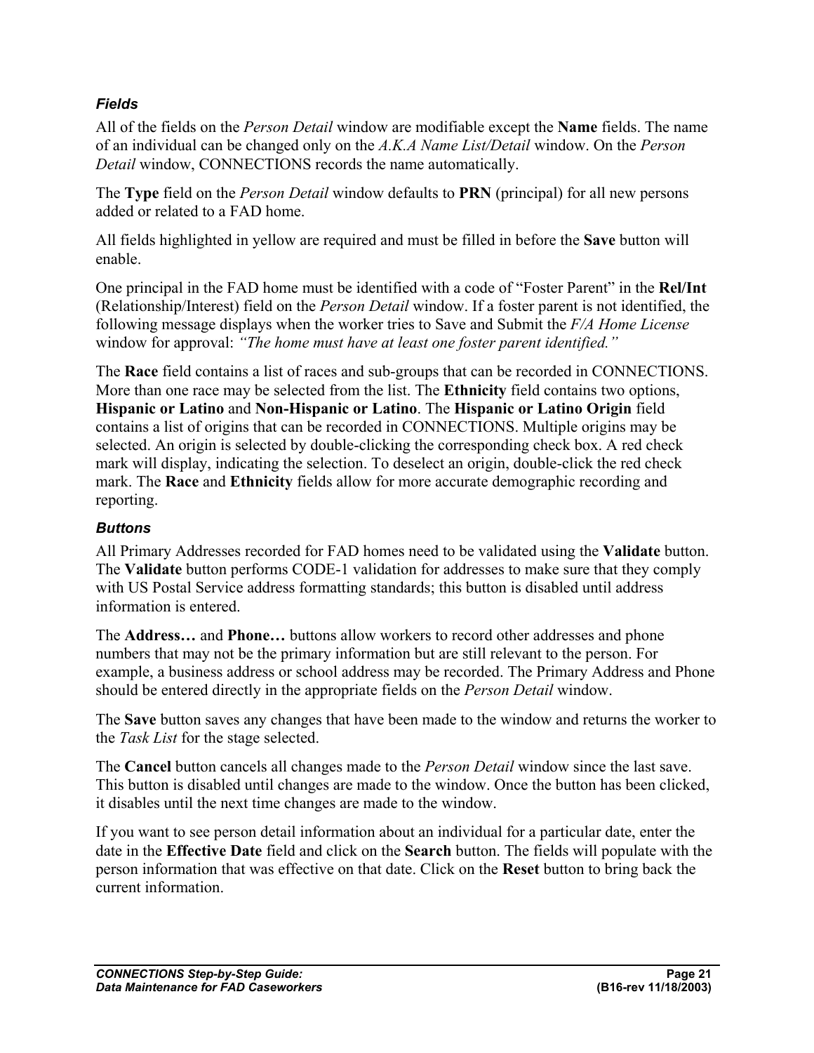### *Fields*

All of the fields on the *Person Detail* window are modifiable except the **Name** fields. The name of an individual can be changed only on the *A.K.A Name List/Detail* window. On the *Person Detail* window, CONNECTIONS records the name automatically.

The **Type** field on the *Person Detail* window defaults to **PRN** (principal) for all new persons added or related to a FAD home.

All fields highlighted in yellow are required and must be filled in before the **Save** button will enable.

One principal in the FAD home must be identified with a code of "Foster Parent" in the **Rel/Int** (Relationship/Interest) field on the *Person Detail* window. If a foster parent is not identified, the following message displays when the worker tries to Save and Submit the *F/A Home License* window for approval: *"The home must have at least one foster parent identified."*

The **Race** field contains a list of races and sub-groups that can be recorded in CONNECTIONS. More than one race may be selected from the list. The **Ethnicity** field contains two options, **Hispanic or Latino** and **Non-Hispanic or Latino**. The **Hispanic or Latino Origin** field contains a list of origins that can be recorded in CONNECTIONS. Multiple origins may be selected. An origin is selected by double-clicking the corresponding check box. A red check mark will display, indicating the selection. To deselect an origin, double-click the red check mark. The **Race** and **Ethnicity** fields allow for more accurate demographic recording and reporting.

### *Buttons*

All Primary Addresses recorded for FAD homes need to be validated using the **Validate** button. The **Validate** button performs CODE-1 validation for addresses to make sure that they comply with US Postal Service address formatting standards; this button is disabled until address information is entered.

The **Address…** and **Phone…** buttons allow workers to record other addresses and phone numbers that may not be the primary information but are still relevant to the person. For example, a business address or school address may be recorded. The Primary Address and Phone should be entered directly in the appropriate fields on the *Person Detail* window.

The **Save** button saves any changes that have been made to the window and returns the worker to the *Task List* for the stage selected.

The **Cancel** button cancels all changes made to the *Person Detail* window since the last save. This button is disabled until changes are made to the window. Once the button has been clicked, it disables until the next time changes are made to the window.

If you want to see person detail information about an individual for a particular date, enter the date in the **Effective Date** field and click on the **Search** button. The fields will populate with the person information that was effective on that date. Click on the **Reset** button to bring back the current information.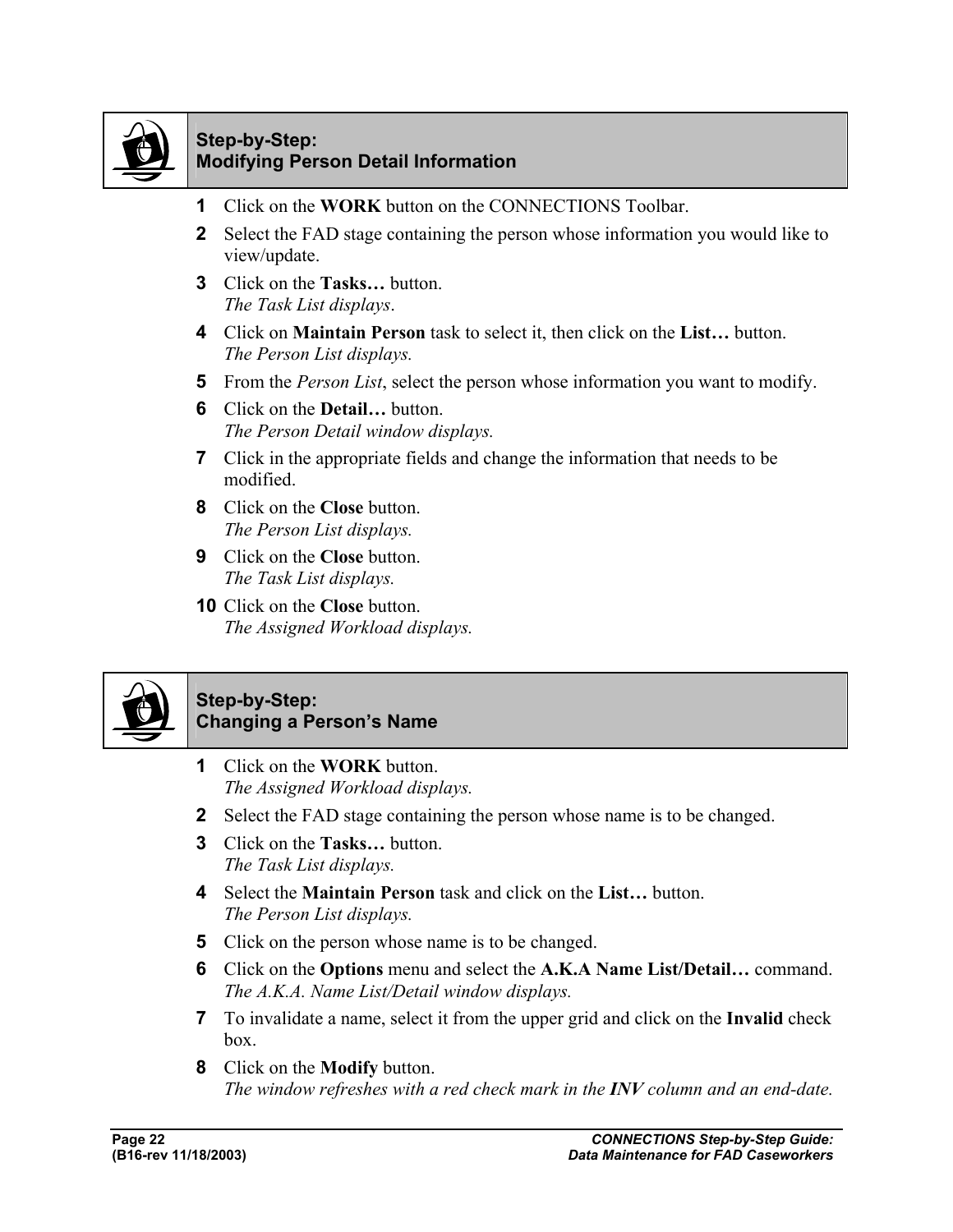## Step-by-Step: Modifying Person Detail Information

1. Click on the **WORK** button on the CONNECTIONS Toolbar.
2. Select the FAD stage containing the person whose information you would like to view/update.
3. Click on the **Tasks…** button.
   *The Task List displays*.
4. Click on **Maintain Person** task to select it, then click on the **List…** button.
   *The Person List displays.*
5. From the *Person List*, select the person whose information you want to modify.
6. Click on the **Detail…** button.
   *The Person Detail window displays.*
7. Click in the appropriate fields and change the information that needs to be modified.
8. Click on the **Close** button.
   *The Person List displays.*
9. Click on the **Close** button.
   *The Task List displays.*
10. Click on the **Close** button.
    *The Assigned Workload displays.*

## Step-by-Step: Changing a Person's Name

1. Click on the **WORK** button.
   *The Assigned Workload displays.*
2. Select the FAD stage containing the person whose name is to be changed.
3. Click on the **Tasks…** button.
   *The Task List displays.*
4. Select the **Maintain Person** task and click on the **List…** button.
   *The Person List displays.*
5. Click on the person whose name is to be changed.
6. Click on the **Options** menu and select the **A.K.A Name List/Detail…** command.
   *The A.K.A. Name List/Detail window displays.*
7. To invalidate a name, select it from the upper grid and click on the **Invalid** check box.
8. Click on the **Modify** button.
   *The window refreshes with a red check mark in the* ***INV*** *column and an end-date.*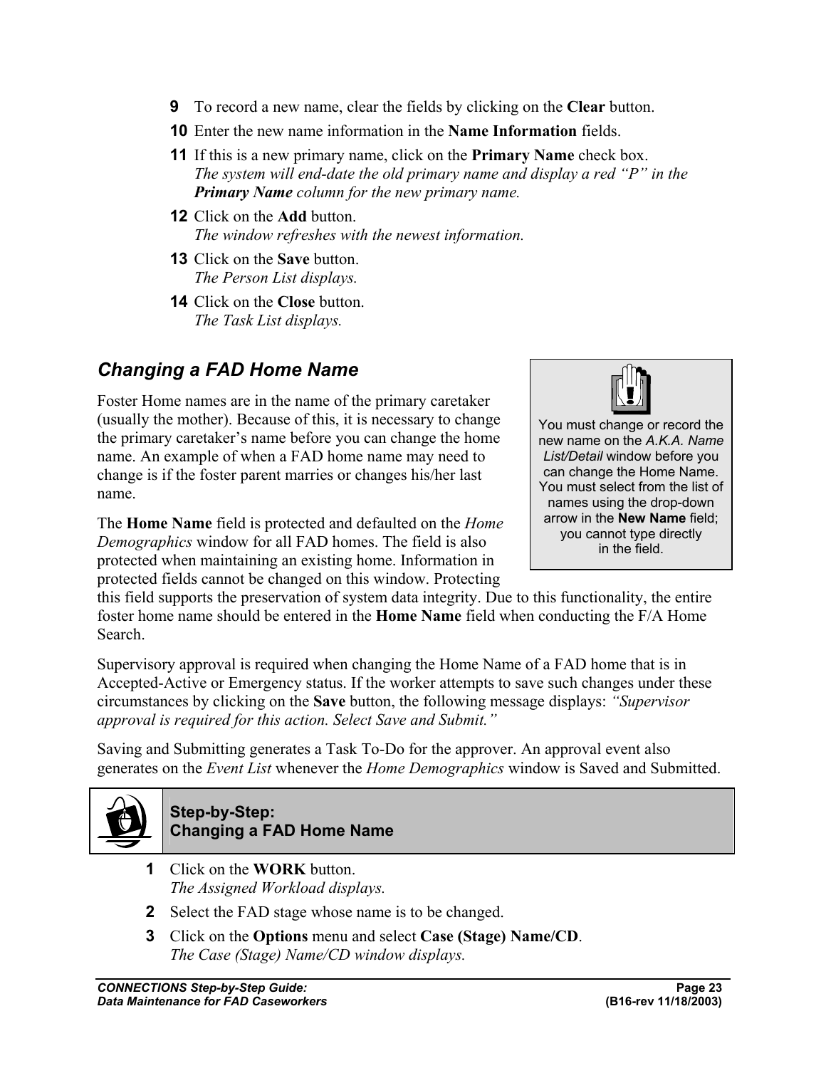9. To record a new name, clear the fields by clicking on the **Clear** button.
10. Enter the new name information in the **Name Information** fields.
11. If this is a new primary name, click on the **Primary Name** check box.
    *The system will end-date the old primary name and display a red "P" in the **Primary Name** column for the new primary name.*
12. Click on the **Add** button.
    *The window refreshes with the newest information.*
13. Click on the **Save** button.
    *The Person List displays.*
14. Click on the **Close** button.
    *The Task List displays.*

## *Changing a FAD Home Name*

> You must change or record the new name on the *A.K.A. Name List/Detail* window before you can change the Home Name. You must select from the list of names using the drop-down arrow in the **New Name** field; you cannot type directly in the field.

Foster Home names are in the name of the primary caretaker (usually the mother). Because of this, it is necessary to change the primary caretaker's name before you can change the home name. An example of when a FAD home name may need to change is if the foster parent marries or changes his/her last name.

The **Home Name** field is protected and defaulted on the *Home Demographics* window for all FAD homes. The field is also protected when maintaining an existing home. Information in protected fields cannot be changed on this window. Protecting this field supports the preservation of system data integrity. Due to this functionality, the entire foster home name should be entered in the **Home Name** field when conducting the F/A Home Search.

Supervisory approval is required when changing the Home Name of a FAD home that is in Accepted-Active or Emergency status. If the worker attempts to save such changes under these circumstances by clicking on the **Save** button, the following message displays: *"Supervisor approval is required for this action. Select Save and Submit."*

Saving and Submitting generates a Task To-Do for the approver. An approval event also generates on the *Event List* whenever the *Home Demographics* window is Saved and Submitted.

### Step-by-Step: Changing a FAD Home Name

1. Click on the **WORK** button.
   *The Assigned Workload displays.*
2. Select the FAD stage whose name is to be changed.
3. Click on the **Options** menu and select **Case (Stage) Name/CD**.
   *The Case (Stage) Name/CD window displays.*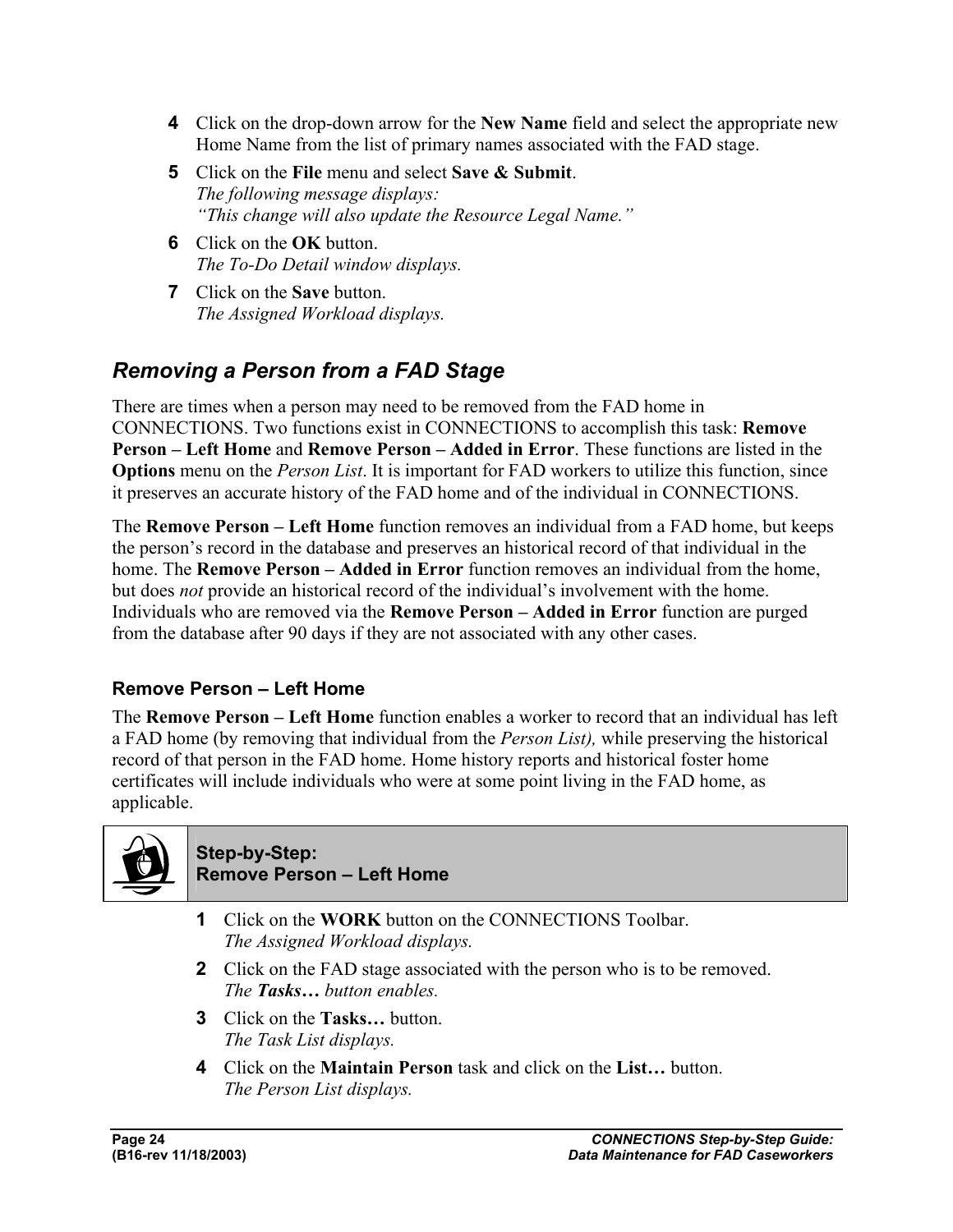4. Click on the drop-down arrow for the **New Name** field and select the appropriate new Home Name from the list of primary names associated with the FAD stage.
5. Click on the **File** menu and select **Save & Submit**.
   *The following message displays:*
   *"This change will also update the Resource Legal Name."*
6. Click on the **OK** button.
   *The To-Do Detail window displays.*
7. Click on the **Save** button.
   *The Assigned Workload displays.*

## *Removing a Person from a FAD Stage*

There are times when a person may need to be removed from the FAD home in CONNECTIONS. Two functions exist in CONNECTIONS to accomplish this task: **Remove Person – Left Home** and **Remove Person – Added in Error**. These functions are listed in the **Options** menu on the *Person List*. It is important for FAD workers to utilize this function, since it preserves an accurate history of the FAD home and of the individual in CONNECTIONS.

The **Remove Person – Left Home** function removes an individual from a FAD home, but keeps the person's record in the database and preserves an historical record of that individual in the home. The **Remove Person – Added in Error** function removes an individual from the home, but does *not* provide an historical record of the individual's involvement with the home. Individuals who are removed via the **Remove Person – Added in Error** function are purged from the database after 90 days if they are not associated with any other cases.

### Remove Person – Left Home

The **Remove Person – Left Home** function enables a worker to record that an individual has left a FAD home (by removing that individual from the *Person List),* while preserving the historical record of that person in the FAD home. Home history reports and historical foster home certificates will include individuals who were at some point living in the FAD home, as applicable.

**Step-by-Step:**
**Remove Person – Left Home**

1. Click on the **WORK** button on the CONNECTIONS Toolbar.
   *The Assigned Workload displays.*
2. Click on the FAD stage associated with the person who is to be removed.
   *The* ***Tasks…*** *button enables.*
3. Click on the **Tasks…** button.
   *The Task List displays.*
4. Click on the **Maintain Person** task and click on the **List…** button.
   *The Person List displays.*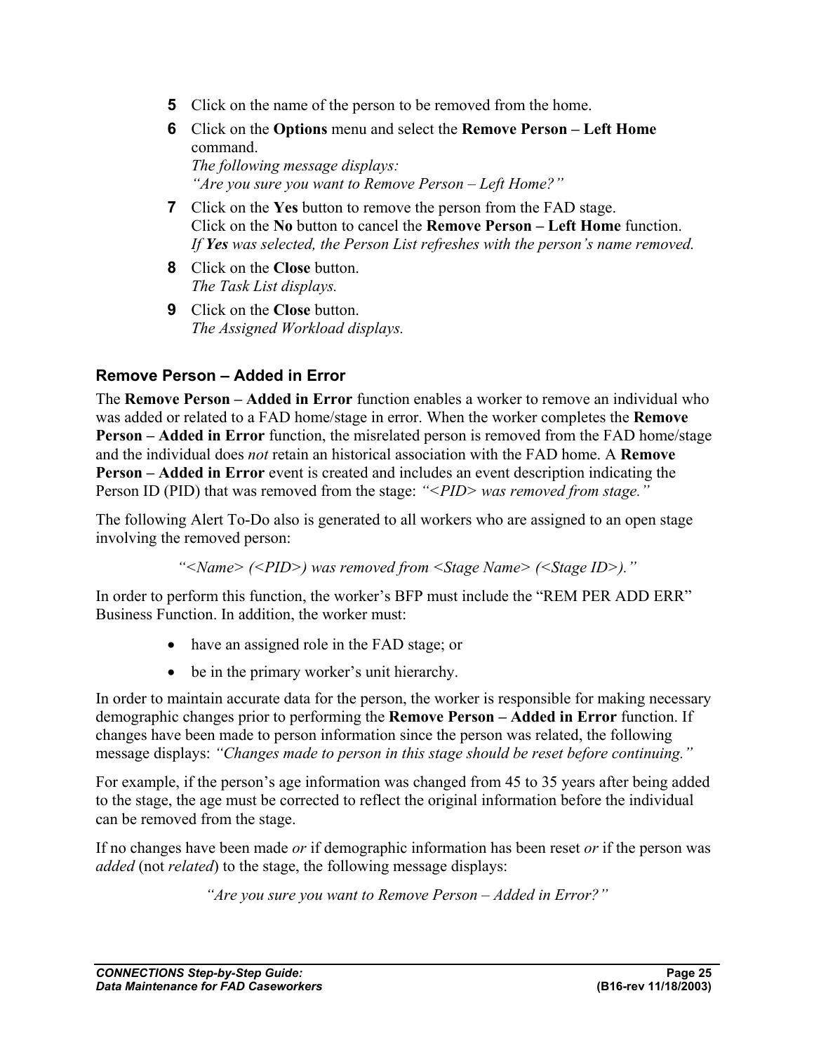5. Click on the name of the person to be removed from the home.
6. Click on the **Options** menu and select the **Remove Person – Left Home** command.
   *The following message displays:*
   *"Are you sure you want to Remove Person – Left Home?"*
7. Click on the **Yes** button to remove the person from the FAD stage.
   Click on the **No** button to cancel the **Remove Person – Left Home** function.
   *If **Yes** was selected, the Person List refreshes with the person's name removed.*
8. Click on the **Close** button.
   *The Task List displays.*
9. Click on the **Close** button.
   *The Assigned Workload displays.*

### Remove Person – Added in Error

The **Remove Person – Added in Error** function enables a worker to remove an individual who was added or related to a FAD home/stage in error. When the worker completes the **Remove Person – Added in Error** function, the misrelated person is removed from the FAD home/stage and the individual does *not* retain an historical association with the FAD home. A **Remove Person – Added in Error** event is created and includes an event description indicating the Person ID (PID) that was removed from the stage: *"<PID> was removed from stage."*

The following Alert To-Do also is generated to all workers who are assigned to an open stage involving the removed person:

*"<Name> (<PID>) was removed from <Stage Name> (<Stage ID>)."*

In order to perform this function, the worker's BFP must include the "REM PER ADD ERR" Business Function. In addition, the worker must:

- have an assigned role in the FAD stage; or
- be in the primary worker's unit hierarchy.

In order to maintain accurate data for the person, the worker is responsible for making necessary demographic changes prior to performing the **Remove Person – Added in Error** function. If changes have been made to person information since the person was related, the following message displays: *"Changes made to person in this stage should be reset before continuing."*

For example, if the person's age information was changed from 45 to 35 years after being added to the stage, the age must be corrected to reflect the original information before the individual can be removed from the stage.

If no changes have been made *or* if demographic information has been reset *or* if the person was *added* (not *related*) to the stage, the following message displays:

*"Are you sure you want to Remove Person – Added in Error?"*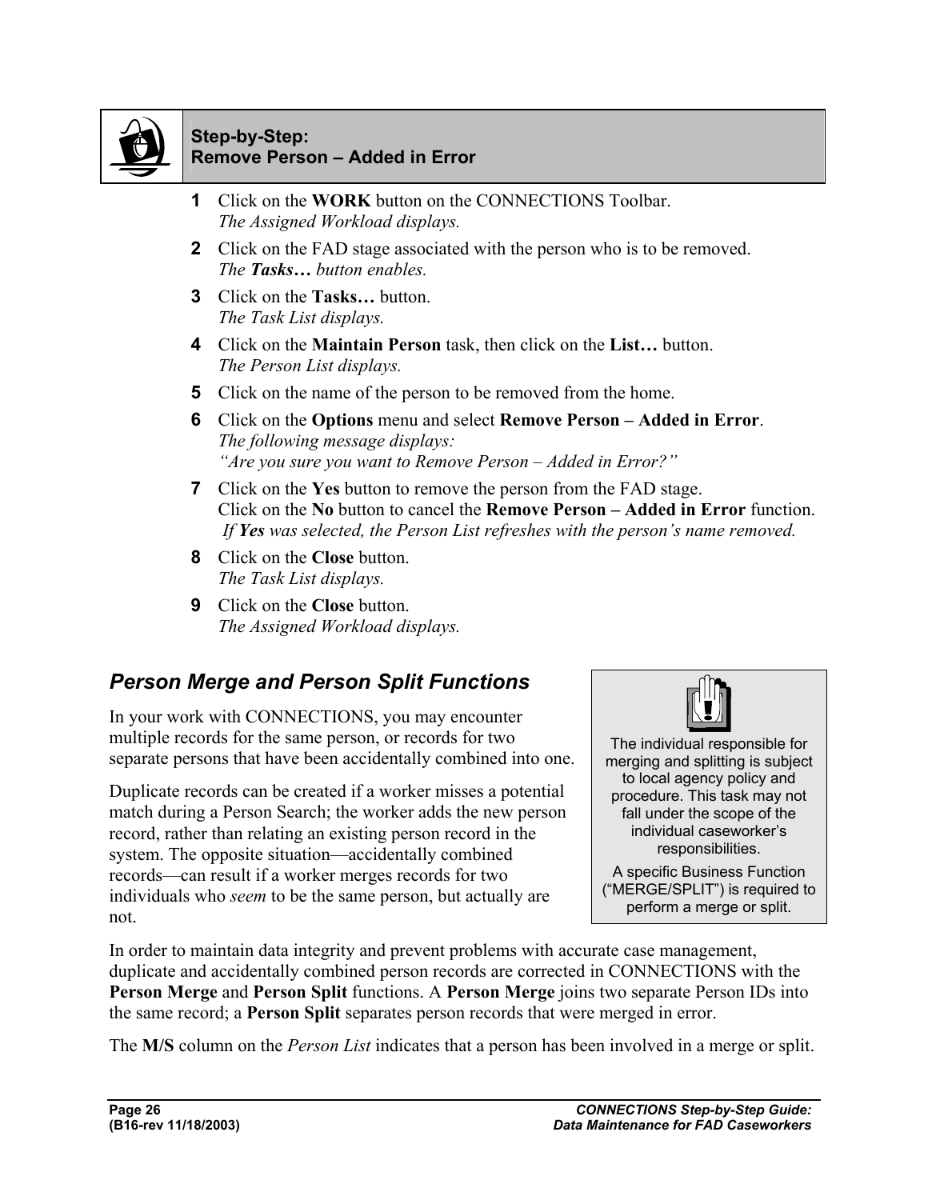**Step-by-Step:**
**Remove Person – Added in Error**

1. Click on the **WORK** button on the CONNECTIONS Toolbar.
   *The Assigned Workload displays.*
2. Click on the FAD stage associated with the person who is to be removed.
   *The **Tasks…** button enables.*
3. Click on the **Tasks…** button.
   *The Task List displays.*
4. Click on the **Maintain Person** task, then click on the **List…** button.
   *The Person List displays.*
5. Click on the name of the person to be removed from the home.
6. Click on the **Options** menu and select **Remove Person – Added in Error**.
   *The following message displays:*
   *"Are you sure you want to Remove Person – Added in Error?"*
7. Click on the **Yes** button to remove the person from the FAD stage.
   Click on the **No** button to cancel the **Remove Person – Added in Error** function.
   *If **Yes** was selected, the Person List refreshes with the person's name removed.*
8. Click on the **Close** button.
   *The Task List displays.*
9. Click on the **Close** button.
   *The Assigned Workload displays.*

## *Person Merge and Person Split Functions*

In your work with CONNECTIONS, you may encounter multiple records for the same person, or records for two separate persons that have been accidentally combined into one.

Duplicate records can be created if a worker misses a potential match during a Person Search; the worker adds the new person record, rather than relating an existing person record in the system. The opposite situation—accidentally combined records—can result if a worker merges records for two individuals who *seem* to be the same person, but actually are not.

> The individual responsible for merging and splitting is subject to local agency policy and procedure. This task may not fall under the scope of the individual caseworker's responsibilities.
>
> A specific Business Function ("MERGE/SPLIT") is required to perform a merge or split.

In order to maintain data integrity and prevent problems with accurate case management, duplicate and accidentally combined person records are corrected in CONNECTIONS with the **Person Merge** and **Person Split** functions. A **Person Merge** joins two separate Person IDs into the same record; a **Person Split** separates person records that were merged in error.

The **M/S** column on the *Person List* indicates that a person has been involved in a merge or split.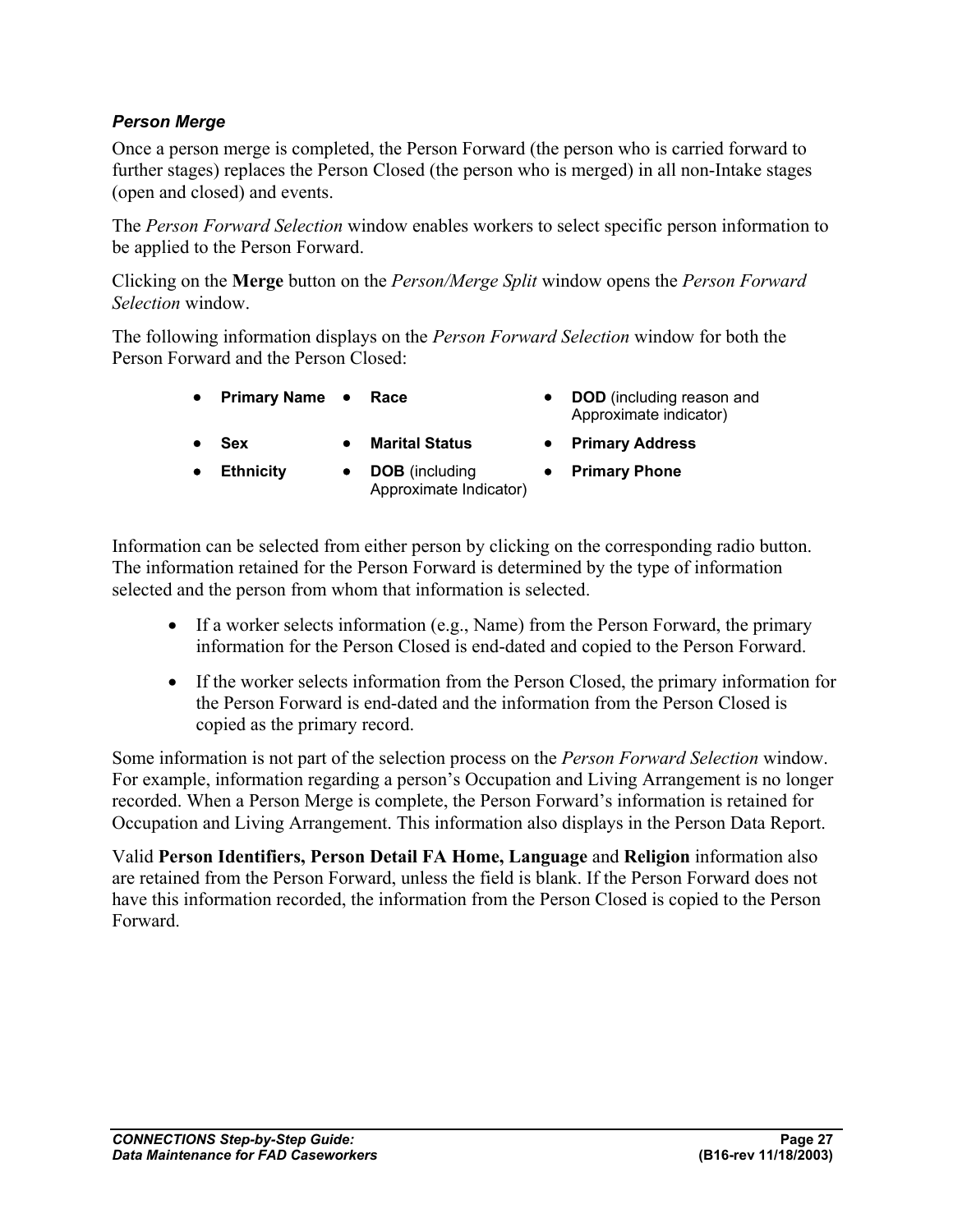### *Person Merge*

Once a person merge is completed, the Person Forward (the person who is carried forward to further stages) replaces the Person Closed (the person who is merged) in all non-Intake stages (open and closed) and events.

The *Person Forward Selection* window enables workers to select specific person information to be applied to the Person Forward.

Clicking on the **Merge** button on the *Person/Merge Split* window opens the *Person Forward Selection* window.

The following information displays on the *Person Forward Selection* window for both the Person Forward and the Person Closed:

- **Primary Name**
- **Sex**
- **Ethnicity**
- **Race**
- **Marital Status**
- **DOB** (including Approximate Indicator)
- **DOD** (including reason and Approximate indicator)
- **Primary Address**
- **Primary Phone**

Information can be selected from either person by clicking on the corresponding radio button. The information retained for the Person Forward is determined by the type of information selected and the person from whom that information is selected.

- If a worker selects information (e.g., Name) from the Person Forward, the primary information for the Person Closed is end-dated and copied to the Person Forward.
- If the worker selects information from the Person Closed, the primary information for the Person Forward is end-dated and the information from the Person Closed is copied as the primary record.

Some information is not part of the selection process on the *Person Forward Selection* window. For example, information regarding a person's Occupation and Living Arrangement is no longer recorded. When a Person Merge is complete, the Person Forward's information is retained for Occupation and Living Arrangement. This information also displays in the Person Data Report.

Valid **Person Identifiers, Person Detail FA Home, Language** and **Religion** information also are retained from the Person Forward, unless the field is blank. If the Person Forward does not have this information recorded, the information from the Person Closed is copied to the Person Forward.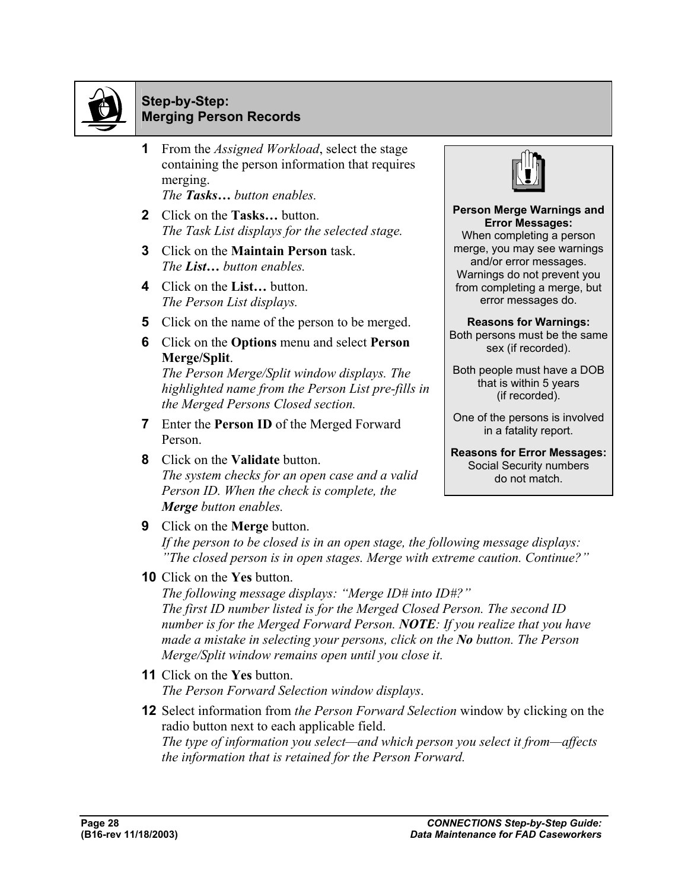## Step-by-Step: Merging Person Records

1. From the *Assigned Workload*, select the stage containing the person information that requires merging.
   *The **Tasks…** button enables.*
2. Click on the **Tasks…** button.
   *The Task List displays for the selected stage.*
3. Click on the **Maintain Person** task.
   *The **List…** button enables.*
4. Click on the **List…** button.
   *The Person List displays.*
5. Click on the name of the person to be merged.
6. Click on the **Options** menu and select **Person Merge/Split**.
   *The Person Merge/Split window displays. The highlighted name from the Person List pre-fills in the Merged Persons Closed section.*
7. Enter the **Person ID** of the Merged Forward Person.
8. Click on the **Validate** button.
   *The system checks for an open case and a valid Person ID. When the check is complete, the **Merge** button enables.*
9. Click on the **Merge** button.
   *If the person to be closed is in an open stage, the following message displays: "The closed person is in open stages. Merge with extreme caution. Continue?"*
10. Click on the **Yes** button.
    *The following message displays: "Merge ID# into ID#?"*
    *The first ID number listed is for the Merged Closed Person. The second ID number is for the Merged Forward Person. **NOTE**: If you realize that you have made a mistake in selecting your persons, click on the **No** button. The Person Merge/Split window remains open until you close it.*
11. Click on the **Yes** button.
    *The Person Forward Selection window displays.*
12. Select information from *the Person Forward Selection* window by clicking on the radio button next to each applicable field.
    *The type of information you select—and which person you select it from—affects the information that is retained for the Person Forward.*

> **Person Merge Warnings and Error Messages:**
> When completing a person merge, you may see warnings and/or error messages. Warnings do not prevent you from completing a merge, but error messages do.
>
> **Reasons for Warnings:**
> Both persons must be the same sex (if recorded).
>
> Both people must have a DOB that is within 5 years (if recorded).
>
> One of the persons is involved in a fatality report.
>
> **Reasons for Error Messages:**
> Social Security numbers do not match.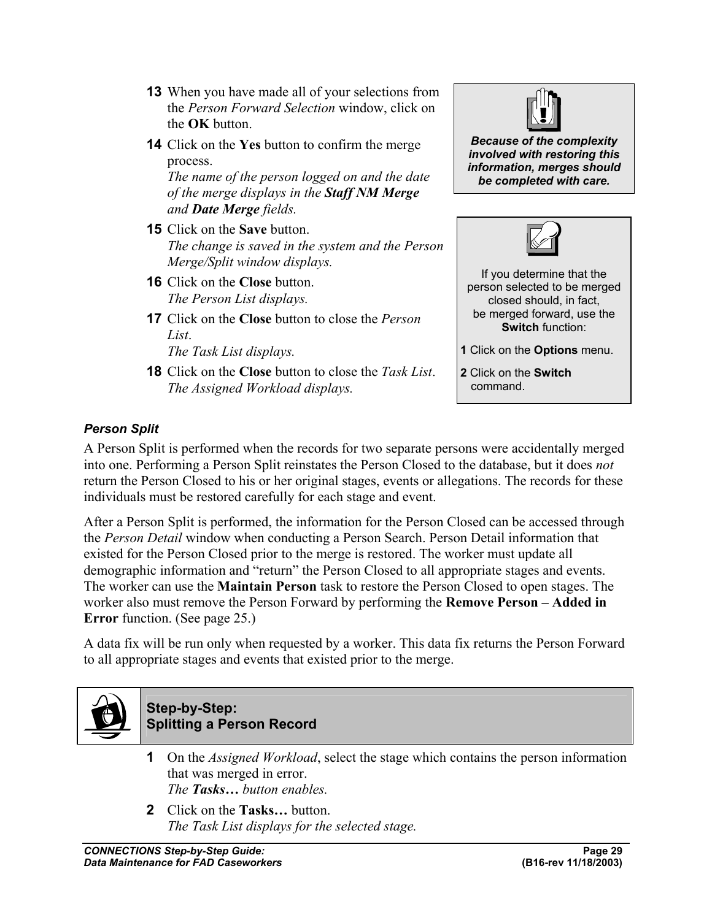13 When you have made all of your selections from the *Person Forward Selection* window, click on the **OK** button.

14 Click on the **Yes** button to confirm the merge process.
*The name of the person logged on and the date of the merge displays in the **Staff NM Merge** and **Date Merge** fields.*

15 Click on the **Save** button.
*The change is saved in the system and the Person Merge/Split window displays.*

16 Click on the **Close** button.
*The Person List displays.*

17 Click on the **Close** button to close the *Person List*.
*The Task List displays.*

18 Click on the **Close** button to close the *Task List*.
*The Assigned Workload displays.*

> ***Because of the complexity involved with restoring this information, merges should be completed with care.***

> If you determine that the person selected to be merged closed should, in fact, be merged forward, use the **Switch** function:
>
> **1** Click on the **Options** menu.
>
> **2** Click on the **Switch** command.

### *Person Split*

A Person Split is performed when the records for two separate persons were accidentally merged into one. Performing a Person Split reinstates the Person Closed to the database, but it does *not* return the Person Closed to his or her original stages, events or allegations. The records for these individuals must be restored carefully for each stage and event.

After a Person Split is performed, the information for the Person Closed can be accessed through the *Person Detail* window when conducting a Person Search. Person Detail information that existed for the Person Closed prior to the merge is restored. The worker must update all demographic information and "return" the Person Closed to all appropriate stages and events. The worker can use the **Maintain Person** task to restore the Person Closed to open stages. The worker also must remove the Person Forward by performing the **Remove Person – Added in Error** function. (See page 25.)

A data fix will be run only when requested by a worker. This data fix returns the Person Forward to all appropriate stages and events that existed prior to the merge.

### Step-by-Step: Splitting a Person Record

1 On the *Assigned Workload*, select the stage which contains the person information that was merged in error.
*The **Tasks…** button enables.*

2 Click on the **Tasks…** button.
*The Task List displays for the selected stage.*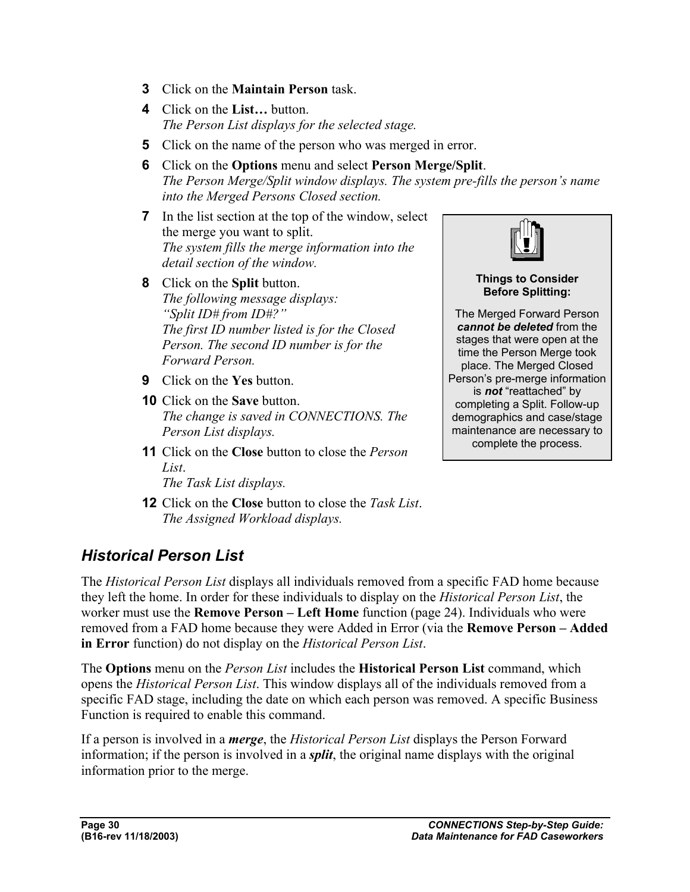3. Click on the **Maintain Person** task.
4. Click on the **List…** button.
   *The Person List displays for the selected stage.*
5. Click on the name of the person who was merged in error.
6. Click on the **Options** menu and select **Person Merge/Split**.
   *The Person Merge/Split window displays. The system pre-fills the person's name into the Merged Persons Closed section.*
7. In the list section at the top of the window, select the merge you want to split.
   *The system fills the merge information into the detail section of the window.*
8. Click on the **Split** button.
   *The following message displays:*
   *"Split ID# from ID#?"*
   *The first ID number listed is for the Closed Person. The second ID number is for the Forward Person.*
9. Click on the **Yes** button.
10. Click on the **Save** button.
    *The change is saved in CONNECTIONS. The Person List displays.*
11. Click on the **Close** button to close the *Person List*.
    *The Task List displays.*
12. Click on the **Close** button to close the *Task List*.
    *The Assigned Workload displays.*

> **Things to Consider Before Splitting:**
>
> The Merged Forward Person ***cannot be deleted*** from the stages that were open at the time the Person Merge took place. The Merged Closed Person's pre-merge information is ***not*** "reattached" by completing a Split. Follow-up demographics and case/stage maintenance are necessary to complete the process.

## *Historical Person List*

The *Historical Person List* displays all individuals removed from a specific FAD home because they left the home. In order for these individuals to display on the *Historical Person List*, the worker must use the **Remove Person – Left Home** function (page 24). Individuals who were removed from a FAD home because they were Added in Error (via the **Remove Person – Added in Error** function) do not display on the *Historical Person List*.

The **Options** menu on the *Person List* includes the **Historical Person List** command, which opens the *Historical Person List*. This window displays all of the individuals removed from a specific FAD stage, including the date on which each person was removed. A specific Business Function is required to enable this command.

If a person is involved in a ***merge***, the *Historical Person List* displays the Person Forward information; if the person is involved in a ***split***, the original name displays with the original information prior to the merge.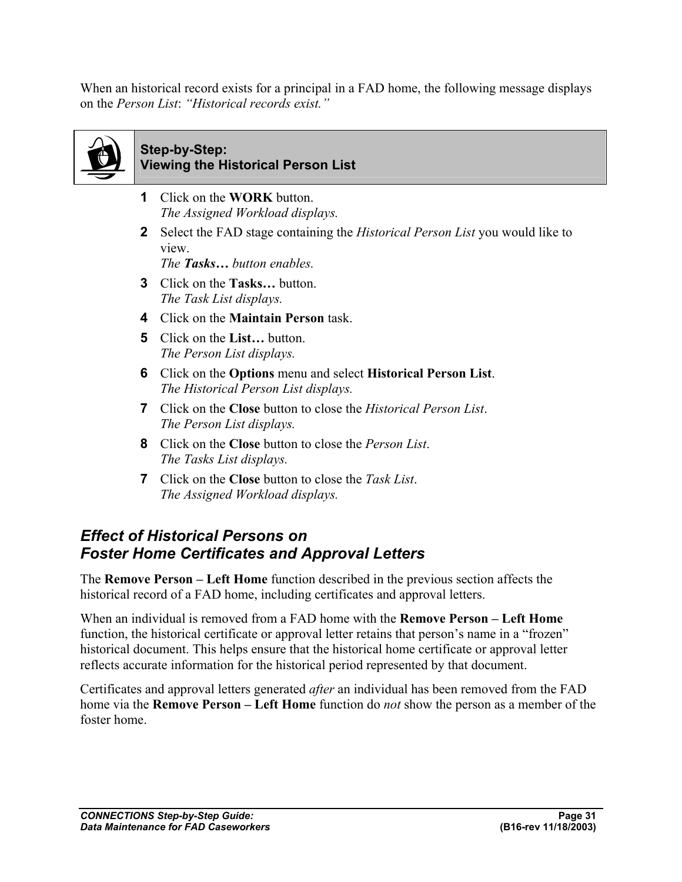When an historical record exists for a principal in a FAD home, the following message displays on the *Person List*: *"Historical records exist."*

**Step-by-Step:**
**Viewing the Historical Person List**

1. Click on the **WORK** button.
   *The Assigned Workload displays.*
2. Select the FAD stage containing the *Historical Person List* you would like to view.
   *The **Tasks…** button enables.*
3. Click on the **Tasks…** button.
   *The Task List displays.*
4. Click on the **Maintain Person** task.
5. Click on the **List…** button.
   *The Person List displays.*
6. Click on the **Options** menu and select **Historical Person List**.
   *The Historical Person List displays.*
7. Click on the **Close** button to close the *Historical Person List*.
   *The Person List displays.*
8. Click on the **Close** button to close the *Person List*.
   *The Tasks List displays.*

7 Click on the **Close** button to close the *Task List*.
   *The Assigned Workload displays.*

## *Effect of Historical Persons on Foster Home Certificates and Approval Letters*

The **Remove Person – Left Home** function described in the previous section affects the historical record of a FAD home, including certificates and approval letters.

When an individual is removed from a FAD home with the **Remove Person – Left Home** function, the historical certificate or approval letter retains that person's name in a "frozen" historical document. This helps ensure that the historical home certificate or approval letter reflects accurate information for the historical period represented by that document.

Certificates and approval letters generated *after* an individual has been removed from the FAD home via the **Remove Person – Left Home** function do *not* show the person as a member of the foster home.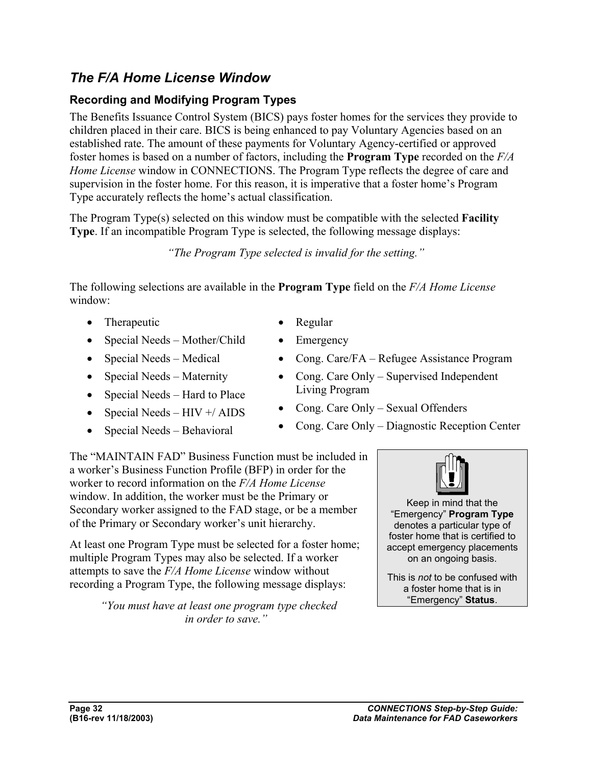## *The F/A Home License Window*

### Recording and Modifying Program Types

The Benefits Issuance Control System (BICS) pays foster homes for the services they provide to children placed in their care. BICS is being enhanced to pay Voluntary Agencies based on an established rate. The amount of these payments for Voluntary Agency-certified or approved foster homes is based on a number of factors, including the **Program Type** recorded on the *F/A Home License* window in CONNECTIONS. The Program Type reflects the degree of care and supervision in the foster home. For this reason, it is imperative that a foster home's Program Type accurately reflects the home's actual classification.

The Program Type(s) selected on this window must be compatible with the selected **Facility Type**. If an incompatible Program Type is selected, the following message displays:

*"The Program Type selected is invalid for the setting."*

The following selections are available in the **Program Type** field on the *F/A Home License* window:

- Therapeutic
- Special Needs – Mother/Child
- Special Needs – Medical
- Special Needs – Maternity
- Special Needs – Hard to Place
- Special Needs – HIV +/ AIDS
- Special Needs – Behavioral
- Regular
- Emergency
- Cong. Care/FA – Refugee Assistance Program
- Cong. Care Only – Supervised Independent Living Program
- Cong. Care Only – Sexual Offenders
- Cong. Care Only – Diagnostic Reception Center

The "MAINTAIN FAD" Business Function must be included in a worker's Business Function Profile (BFP) in order for the worker to record information on the *F/A Home License* window. In addition, the worker must be the Primary or Secondary worker assigned to the FAD stage, or be a member of the Primary or Secondary worker's unit hierarchy.

At least one Program Type must be selected for a foster home; multiple Program Types may also be selected. If a worker attempts to save the *F/A Home License* window without recording a Program Type, the following message displays:

*"You must have at least one program type checked in order to save."*

> Keep in mind that the "Emergency" **Program Type** denotes a particular type of foster home that is certified to accept emergency placements on an ongoing basis.
>
> This is *not* to be confused with a foster home that is in "Emergency" **Status**.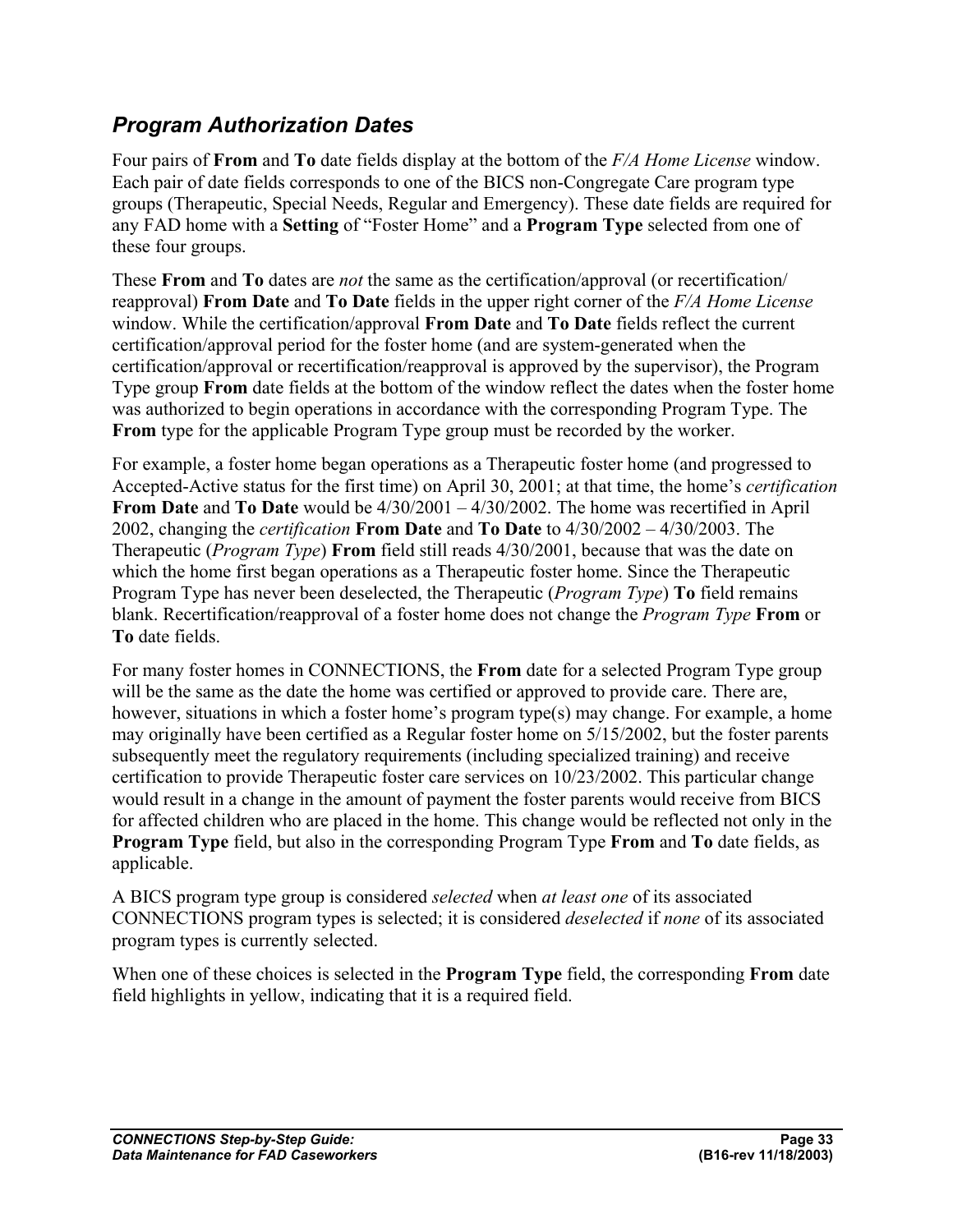## *Program Authorization Dates*

Four pairs of **From** and **To** date fields display at the bottom of the *F/A Home License* window. Each pair of date fields corresponds to one of the BICS non-Congregate Care program type groups (Therapeutic, Special Needs, Regular and Emergency). These date fields are required for any FAD home with a **Setting** of "Foster Home" and a **Program Type** selected from one of these four groups.

These **From** and **To** dates are *not* the same as the certification/approval (or recertification/ reapproval) **From Date** and **To Date** fields in the upper right corner of the *F/A Home License* window. While the certification/approval **From Date** and **To Date** fields reflect the current certification/approval period for the foster home (and are system-generated when the certification/approval or recertification/reapproval is approved by the supervisor), the Program Type group **From** date fields at the bottom of the window reflect the dates when the foster home was authorized to begin operations in accordance with the corresponding Program Type. The **From** type for the applicable Program Type group must be recorded by the worker.

For example, a foster home began operations as a Therapeutic foster home (and progressed to Accepted-Active status for the first time) on April 30, 2001; at that time, the home's *certification* **From Date** and **To Date** would be 4/30/2001 – 4/30/2002. The home was recertified in April 2002, changing the *certification* **From Date** and **To Date** to 4/30/2002 – 4/30/2003. The Therapeutic (*Program Type*) **From** field still reads 4/30/2001, because that was the date on which the home first began operations as a Therapeutic foster home. Since the Therapeutic Program Type has never been deselected, the Therapeutic (*Program Type*) **To** field remains blank. Recertification/reapproval of a foster home does not change the *Program Type* **From** or **To** date fields.

For many foster homes in CONNECTIONS, the **From** date for a selected Program Type group will be the same as the date the home was certified or approved to provide care. There are, however, situations in which a foster home's program type(s) may change. For example, a home may originally have been certified as a Regular foster home on 5/15/2002, but the foster parents subsequently meet the regulatory requirements (including specialized training) and receive certification to provide Therapeutic foster care services on 10/23/2002. This particular change would result in a change in the amount of payment the foster parents would receive from BICS for affected children who are placed in the home. This change would be reflected not only in the **Program Type** field, but also in the corresponding Program Type **From** and **To** date fields, as applicable.

A BICS program type group is considered *selected* when *at least one* of its associated CONNECTIONS program types is selected; it is considered *deselected* if *none* of its associated program types is currently selected.

When one of these choices is selected in the **Program Type** field, the corresponding **From** date field highlights in yellow, indicating that it is a required field.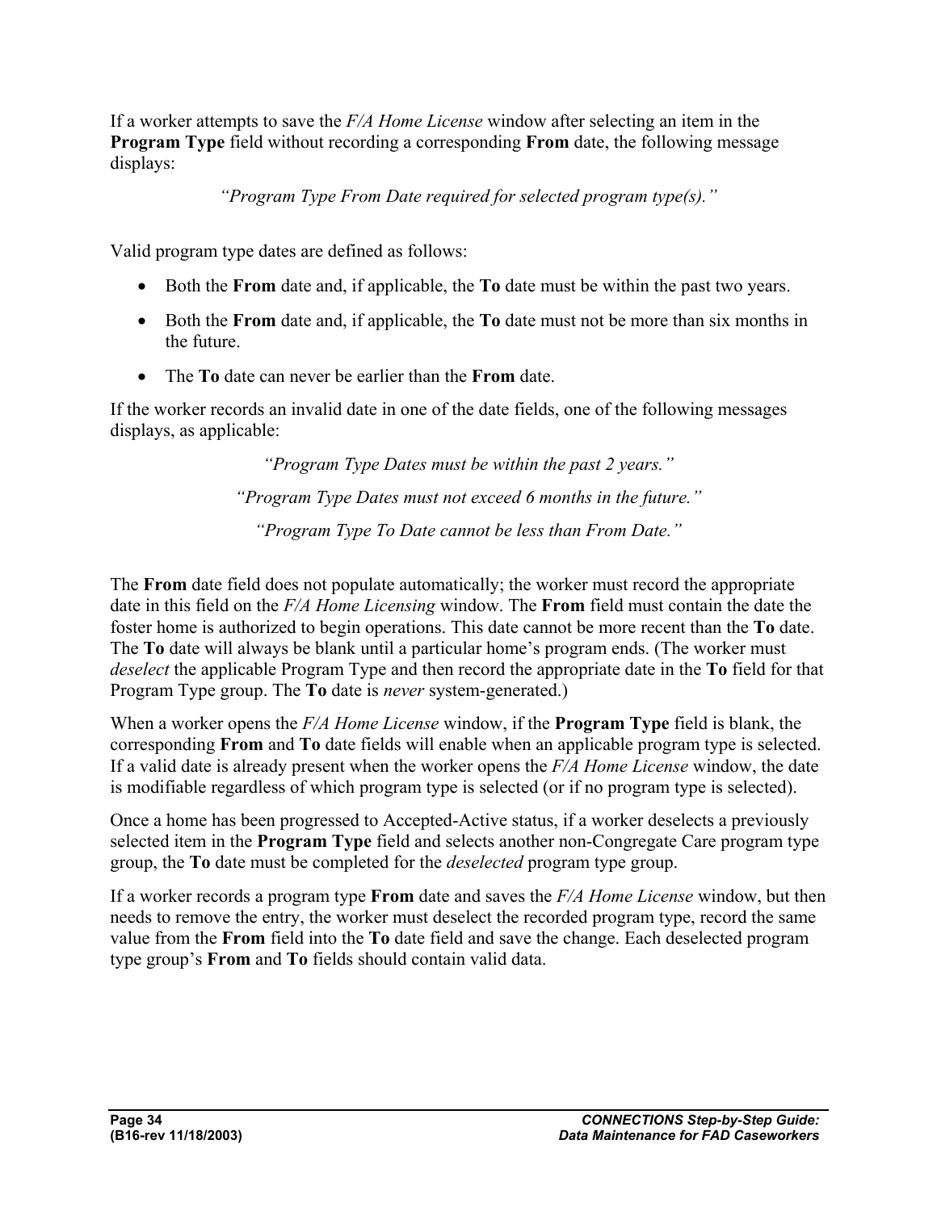If a worker attempts to save the *F/A Home License* window after selecting an item in the **Program Type** field without recording a corresponding **From** date, the following message displays:

*"Program Type From Date required for selected program type(s)."*

Valid program type dates are defined as follows:

- Both the **From** date and, if applicable, the **To** date must be within the past two years.
- Both the **From** date and, if applicable, the **To** date must not be more than six months in the future.
- The **To** date can never be earlier than the **From** date.

If the worker records an invalid date in one of the date fields, one of the following messages displays, as applicable:

*"Program Type Dates must be within the past 2 years."*

*"Program Type Dates must not exceed 6 months in the future."*

*"Program Type To Date cannot be less than From Date."*

The **From** date field does not populate automatically; the worker must record the appropriate date in this field on the *F/A Home Licensing* window. The **From** field must contain the date the foster home is authorized to begin operations. This date cannot be more recent than the **To** date. The **To** date will always be blank until a particular home's program ends. (The worker must *deselect* the applicable Program Type and then record the appropriate date in the **To** field for that Program Type group. The **To** date is *never* system-generated.)

When a worker opens the *F/A Home License* window, if the **Program Type** field is blank, the corresponding **From** and **To** date fields will enable when an applicable program type is selected. If a valid date is already present when the worker opens the *F/A Home License* window, the date is modifiable regardless of which program type is selected (or if no program type is selected).

Once a home has been progressed to Accepted-Active status, if a worker deselects a previously selected item in the **Program Type** field and selects another non-Congregate Care program type group, the **To** date must be completed for the *deselected* program type group.

If a worker records a program type **From** date and saves the *F/A Home License* window, but then needs to remove the entry, the worker must deselect the recorded program type, record the same value from the **From** field into the **To** date field and save the change. Each deselected program type group's **From** and **To** fields should contain valid data.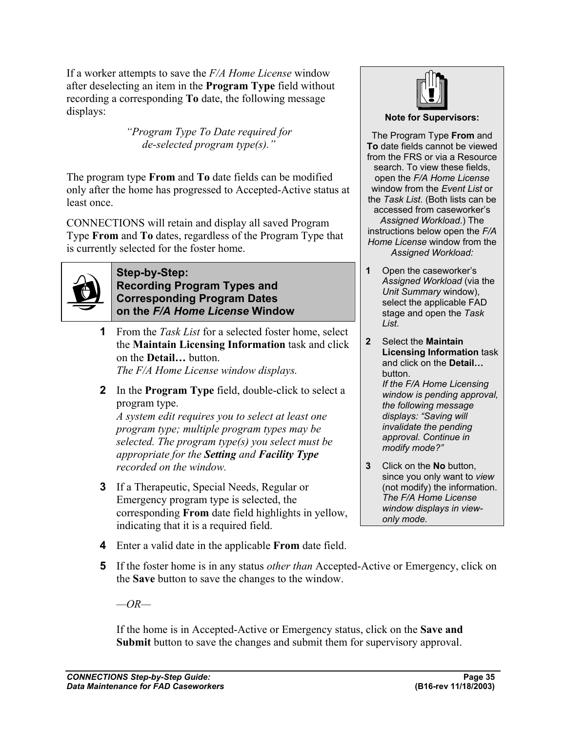If a worker attempts to save the *F/A Home License* window after deselecting an item in the **Program Type** field without recording a corresponding **To** date, the following message displays:

> *"Program Type To Date required for de-selected program type(s)."*

The program type **From** and **To** date fields can be modified only after the home has progressed to Accepted-Active status at least once.

CONNECTIONS will retain and display all saved Program Type **From** and **To** dates, regardless of the Program Type that is currently selected for the foster home.

> **Note for Supervisors:**
>
> The Program Type **From** and **To** date fields cannot be viewed from the FRS or via a Resource search. To view these fields, open the *F/A Home License* window from the *Event List* or the *Task List*. (Both lists can be accessed from caseworker's *Assigned Workload*.) The instructions below open the *F/A Home License* window from the *Assigned Workload:*
>
> **1** Open the caseworker's *Assigned Workload* (via the *Unit Summary* window), select the applicable FAD stage and open the *Task List*.
>
> **2** Select the **Maintain Licensing Information** task and click on the **Detail…** button.
> *If the F/A Home Licensing window is pending approval, the following message displays: "Saving will invalidate the pending approval. Continue in modify mode?"*
>
> **3** Click on the **No** button, since you only want to *view* (not modify) the information.
> *The F/A Home License window displays in view-only mode.*

## Step-by-Step: Recording Program Types and Corresponding Program Dates on the *F/A Home License* Window

**1** From the *Task List* for a selected foster home, select the **Maintain Licensing Information** task and click on the **Detail…** button.
*The F/A Home License window displays.*

**2** In the **Program Type** field, double-click to select a program type.
*A system edit requires you to select at least one program type; multiple program types may be selected. The program type(s) you select must be appropriate for the **Setting** and **Facility Type** recorded on the window.*

**3** If a Therapeutic, Special Needs, Regular or Emergency program type is selected, the corresponding **From** date field highlights in yellow, indicating that it is a required field.

**4** Enter a valid date in the applicable **From** date field.

**5** If the foster home is in any status *other than* Accepted-Active or Emergency, click on the **Save** button to save the changes to the window.

*—OR—*

If the home is in Accepted-Active or Emergency status, click on the **Save and Submit** button to save the changes and submit them for supervisory approval.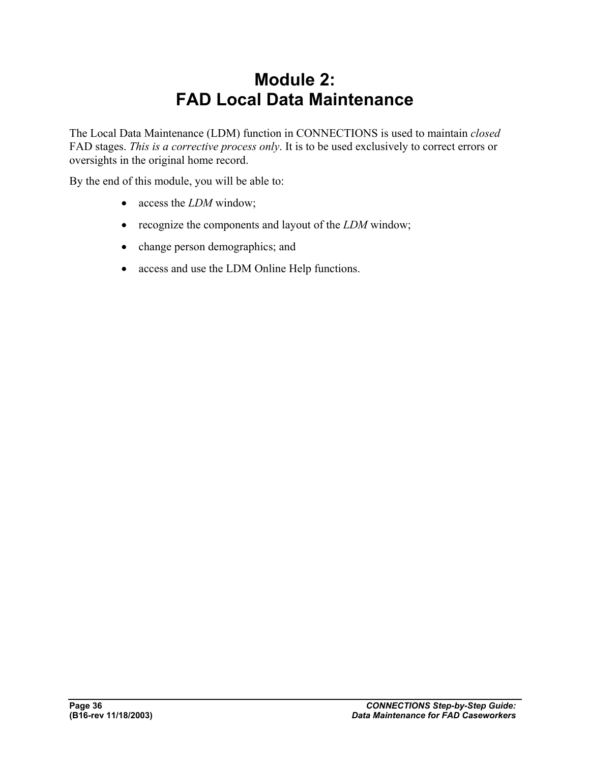# Module 2: FAD Local Data Maintenance

The Local Data Maintenance (LDM) function in CONNECTIONS is used to maintain *closed* FAD stages. *This is a corrective process only*. It is to be used exclusively to correct errors or oversights in the original home record.

By the end of this module, you will be able to:

- access the *LDM* window;
- recognize the components and layout of the *LDM* window;
- change person demographics; and
- access and use the LDM Online Help functions.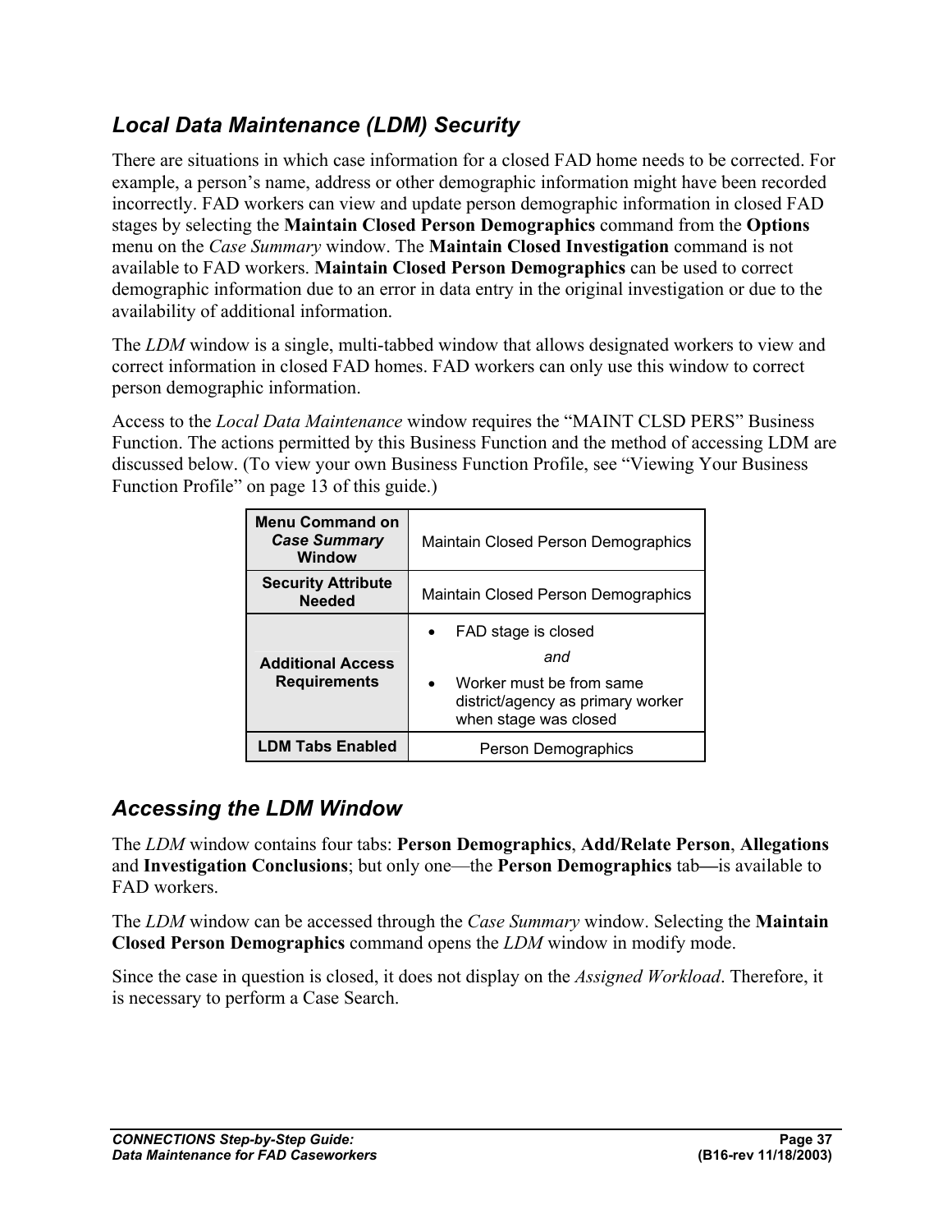## *Local Data Maintenance (LDM) Security*

There are situations in which case information for a closed FAD home needs to be corrected. For example, a person's name, address or other demographic information might have been recorded incorrectly. FAD workers can view and update person demographic information in closed FAD stages by selecting the **Maintain Closed Person Demographics** command from the **Options** menu on the *Case Summary* window. The **Maintain Closed Investigation** command is not available to FAD workers. **Maintain Closed Person Demographics** can be used to correct demographic information due to an error in data entry in the original investigation or due to the availability of additional information.

The *LDM* window is a single, multi-tabbed window that allows designated workers to view and correct information in closed FAD homes. FAD workers can only use this window to correct person demographic information.

Access to the *Local Data Maintenance* window requires the "MAINT CLSD PERS" Business Function. The actions permitted by this Business Function and the method of accessing LDM are discussed below. (To view your own Business Function Profile, see "Viewing Your Business Function Profile" on page 13 of this guide.)

| | |
|---|---|
| **Menu Command on *Case Summary* Window** | Maintain Closed Person Demographics |
| **Security Attribute Needed** | Maintain Closed Person Demographics |
| **Additional Access Requirements** | • FAD stage is closed<br>*and*<br>• Worker must be from same district/agency as primary worker when stage was closed |
| **LDM Tabs Enabled** | Person Demographics |

## *Accessing the LDM Window*

The *LDM* window contains four tabs: **Person Demographics**, **Add/Relate Person**, **Allegations** and **Investigation Conclusions**; but only one—the **Person Demographics** tab—is available to FAD workers.

The *LDM* window can be accessed through the *Case Summary* window. Selecting the **Maintain Closed Person Demographics** command opens the *LDM* window in modify mode.

Since the case in question is closed, it does not display on the *Assigned Workload*. Therefore, it is necessary to perform a Case Search.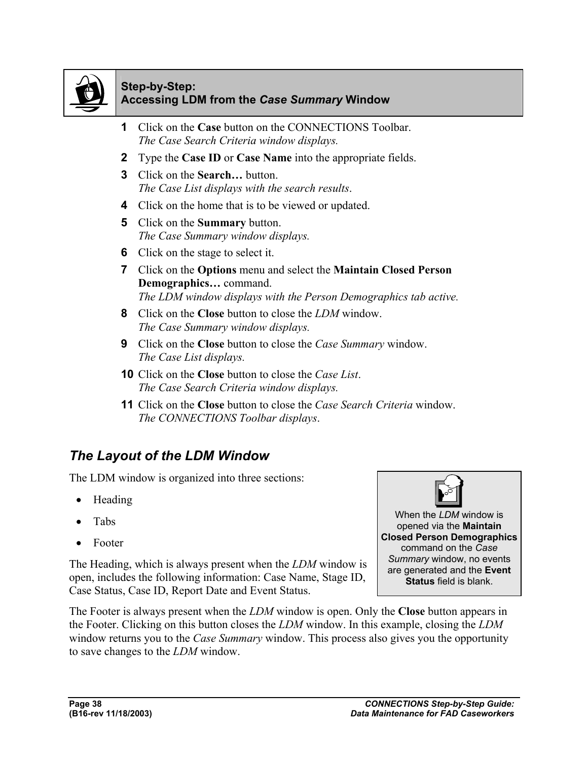**Step-by-Step:**
**Accessing LDM from the *Case Summary* Window**

1. Click on the **Case** button on the CONNECTIONS Toolbar.
   *The Case Search Criteria window displays.*
2. Type the **Case ID** or **Case Name** into the appropriate fields.
3. Click on the **Search…** button.
   *The Case List displays with the search results*.
4. Click on the home that is to be viewed or updated.
5. Click on the **Summary** button.
   *The Case Summary window displays.*
6. Click on the stage to select it.
7. Click on the **Options** menu and select the **Maintain Closed Person Demographics…** command.
   *The LDM window displays with the Person Demographics tab active.*
8. Click on the **Close** button to close the *LDM* window.
   *The Case Summary window displays.*
9. Click on the **Close** button to close the *Case Summary* window.
   *The Case List displays.*
10. Click on the **Close** button to close the *Case List*.
    *The Case Search Criteria window displays.*
11. Click on the **Close** button to close the *Case Search Criteria* window.
    *The CONNECTIONS Toolbar displays*.

## *The Layout of the LDM Window*

The LDM window is organized into three sections:

- Heading
- Tabs
- Footer

> When the *LDM* window is opened via the **Maintain Closed Person Demographics** command on the *Case Summary* window, no events are generated and the **Event Status** field is blank.

The Heading, which is always present when the *LDM* window is open, includes the following information: Case Name, Stage ID, Case Status, Case ID, Report Date and Event Status.

The Footer is always present when the *LDM* window is open. Only the **Close** button appears in the Footer. Clicking on this button closes the *LDM* window. In this example, closing the *LDM* window returns you to the *Case Summary* window. This process also gives you the opportunity to save changes to the *LDM* window.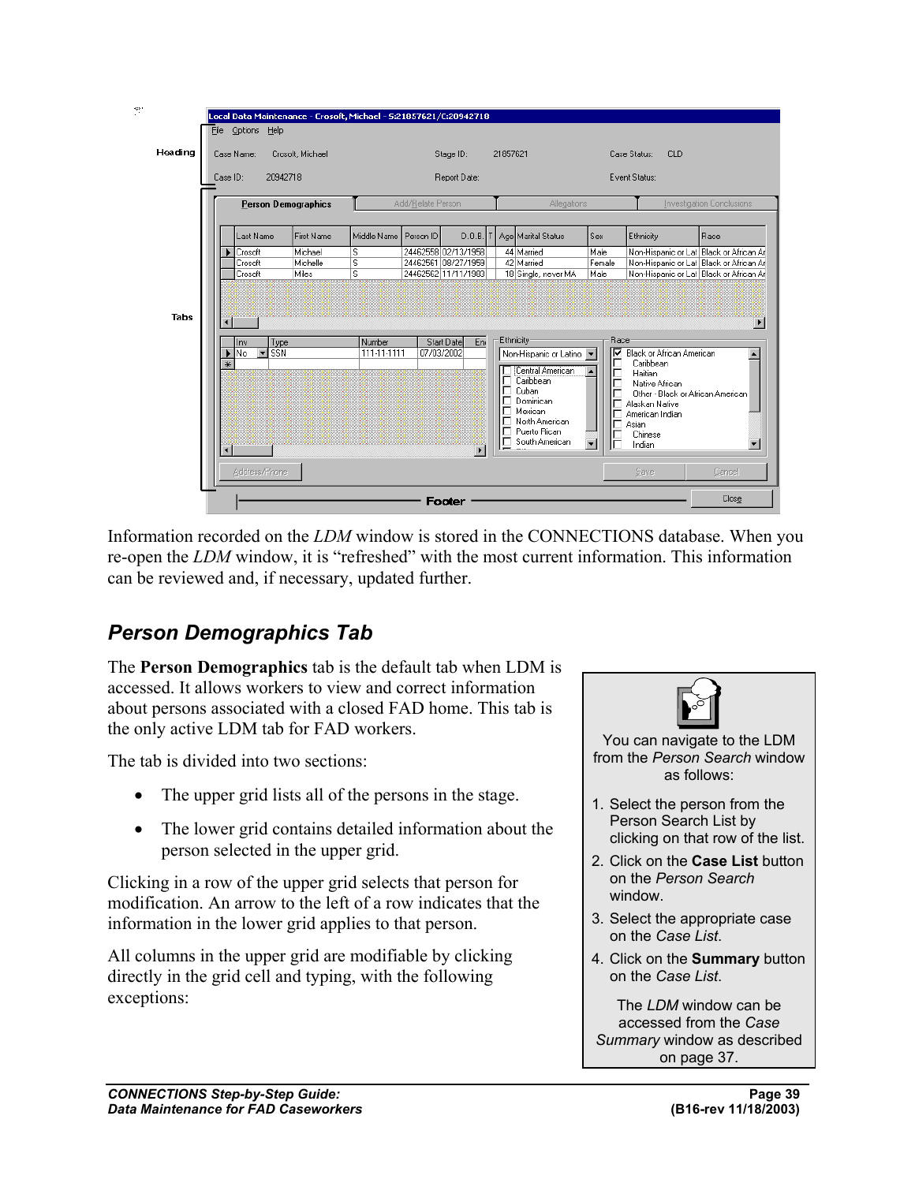Information recorded on the *LDM* window is stored in the CONNECTIONS database. When you re-open the *LDM* window, it is "refreshed" with the most current information. This information can be reviewed and, if necessary, updated further.

## Person Demographics Tab

The **Person Demographics** tab is the default tab when LDM is accessed. It allows workers to view and correct information about persons associated with a closed FAD home. This tab is the only active LDM tab for FAD workers.

The tab is divided into two sections:

- The upper grid lists all of the persons in the stage.
- The lower grid contains detailed information about the person selected in the upper grid.

Clicking in a row of the upper grid selects that person for modification. An arrow to the left of a row indicates that the information in the lower grid applies to that person.

All columns in the upper grid are modifiable by clicking directly in the grid cell and typing, with the following exceptions:

> You can navigate to the LDM from the *Person Search* window as follows:
>
> 1. Select the person from the Person Search List by clicking on that row of the list.
> 2. Click on the **Case List** button on the *Person Search* window.
> 3. Select the appropriate case on the *Case List*.
> 4. Click on the **Summary** button on the *Case List*.
>
> The *LDM* window can be accessed from the *Case Summary* window as described on page 37.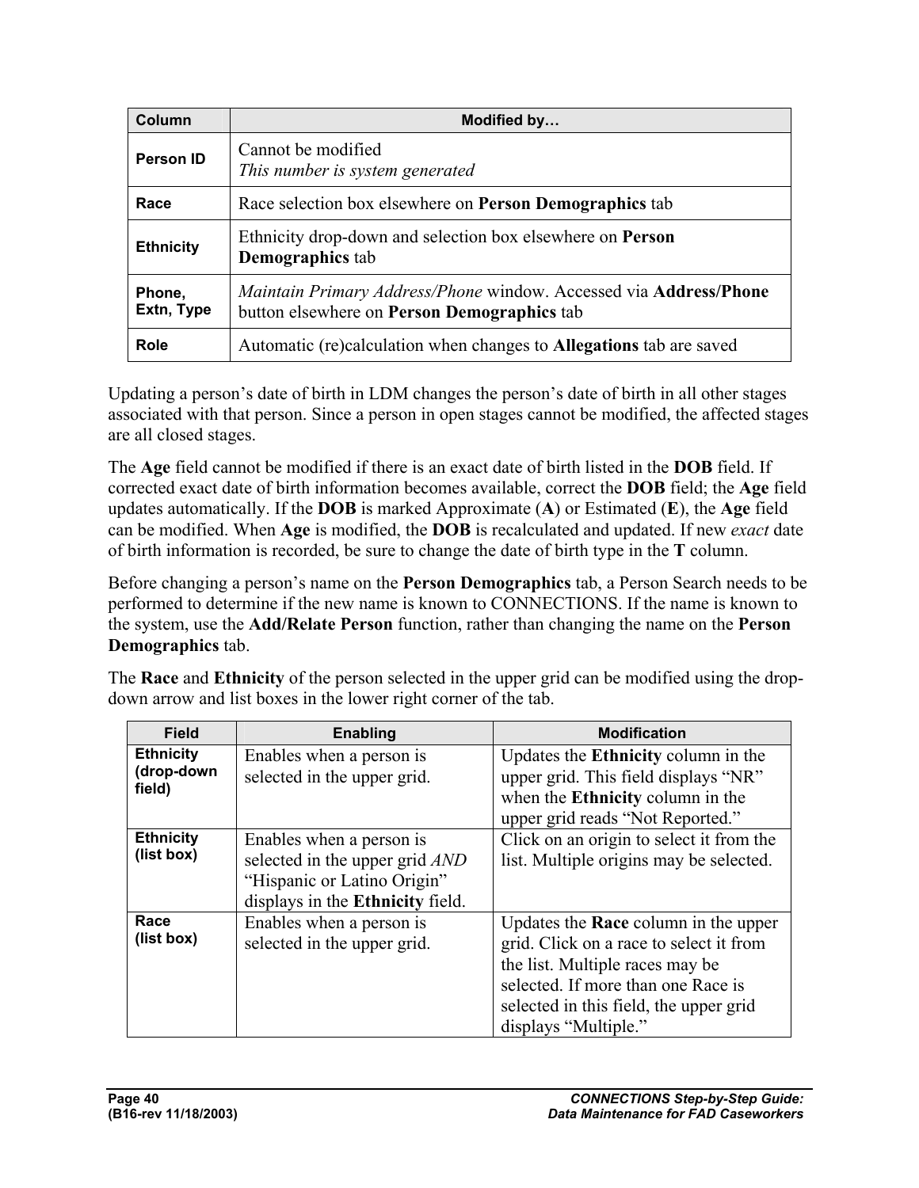| Column | Modified by… |
| --- | --- |
| **Person ID** | Cannot be modified<br>*This number is system generated* |
| **Race** | Race selection box elsewhere on **Person Demographics** tab |
| **Ethnicity** | Ethnicity drop-down and selection box elsewhere on **Person Demographics** tab |
| **Phone, Extn, Type** | *Maintain Primary Address/Phone* window. Accessed via **Address/Phone** button elsewhere on **Person Demographics** tab |
| **Role** | Automatic (re)calculation when changes to **Allegations** tab are saved |

Updating a person's date of birth in LDM changes the person's date of birth in all other stages associated with that person. Since a person in open stages cannot be modified, the affected stages are all closed stages.

The **Age** field cannot be modified if there is an exact date of birth listed in the **DOB** field. If corrected exact date of birth information becomes available, correct the **DOB** field; the **Age** field updates automatically. If the **DOB** is marked Approximate (**A**) or Estimated (**E**), the **Age** field can be modified. When **Age** is modified, the **DOB** is recalculated and updated. If new *exact* date of birth information is recorded, be sure to change the date of birth type in the **T** column.

Before changing a person's name on the **Person Demographics** tab, a Person Search needs to be performed to determine if the new name is known to CONNECTIONS. If the name is known to the system, use the **Add/Relate Person** function, rather than changing the name on the **Person Demographics** tab.

The **Race** and **Ethnicity** of the person selected in the upper grid can be modified using the drop-down arrow and list boxes in the lower right corner of the tab.

| Field | Enabling | Modification |
| --- | --- | --- |
| **Ethnicity (drop-down field)** | Enables when a person is selected in the upper grid. | Updates the **Ethnicity** column in the upper grid. This field displays "NR" when the **Ethnicity** column in the upper grid reads "Not Reported." |
| **Ethnicity (list box)** | Enables when a person is selected in the upper grid *AND* "Hispanic or Latino Origin" displays in the **Ethnicity** field. | Click on an origin to select it from the list. Multiple origins may be selected. |
| **Race (list box)** | Enables when a person is selected in the upper grid. | Updates the **Race** column in the upper grid. Click on a race to select it from the list. Multiple races may be selected. If more than one Race is selected in this field, the upper grid displays "Multiple." |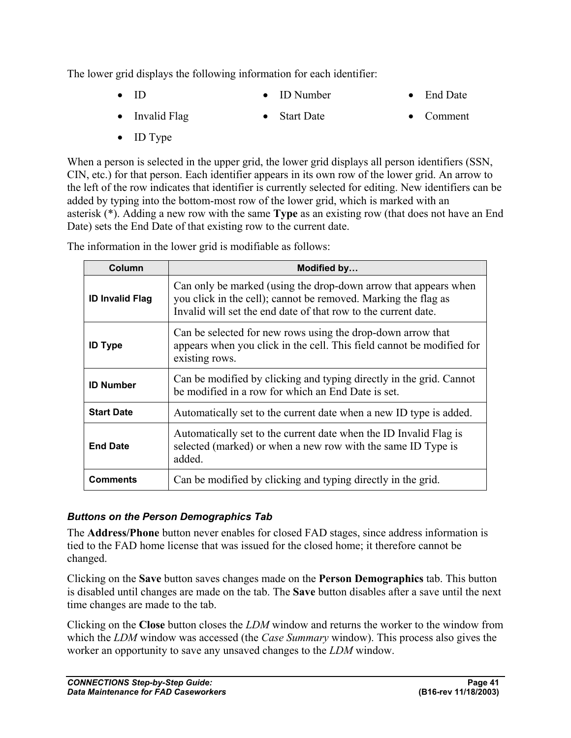The lower grid displays the following information for each identifier:

- ID
- Invalid Flag
- ID Type
- ID Number
- Start Date
- End Date
- Comment

When a person is selected in the upper grid, the lower grid displays all person identifiers (SSN, CIN, etc.) for that person. Each identifier appears in its own row of the lower grid. An arrow to the left of the row indicates that identifier is currently selected for editing. New identifiers can be added by typing into the bottom-most row of the lower grid, which is marked with an asterisk (*). Adding a new row with the same **Type** as an existing row (that does not have an End Date) sets the End Date of that existing row to the current date.

The information in the lower grid is modifiable as follows:

| Column | Modified by… |
| --- | --- |
| **ID Invalid Flag** | Can only be marked (using the drop-down arrow that appears when you click in the cell); cannot be removed. Marking the flag as Invalid will set the end date of that row to the current date. |
| **ID Type** | Can be selected for new rows using the drop-down arrow that appears when you click in the cell. This field cannot be modified for existing rows. |
| **ID Number** | Can be modified by clicking and typing directly in the grid. Cannot be modified in a row for which an End Date is set. |
| **Start Date** | Automatically set to the current date when a new ID type is added. |
| **End Date** | Automatically set to the current date when the ID Invalid Flag is selected (marked) or when a new row with the same ID Type is added. |
| **Comments** | Can be modified by clicking and typing directly in the grid. |

#### *Buttons on the Person Demographics Tab*

The **Address/Phone** button never enables for closed FAD stages, since address information is tied to the FAD home license that was issued for the closed home; it therefore cannot be changed.

Clicking on the **Save** button saves changes made on the **Person Demographics** tab. This button is disabled until changes are made on the tab. The **Save** button disables after a save until the next time changes are made to the tab.

Clicking on the **Close** button closes the *LDM* window and returns the worker to the window from which the *LDM* window was accessed (the *Case Summary* window). This process also gives the worker an opportunity to save any unsaved changes to the *LDM* window.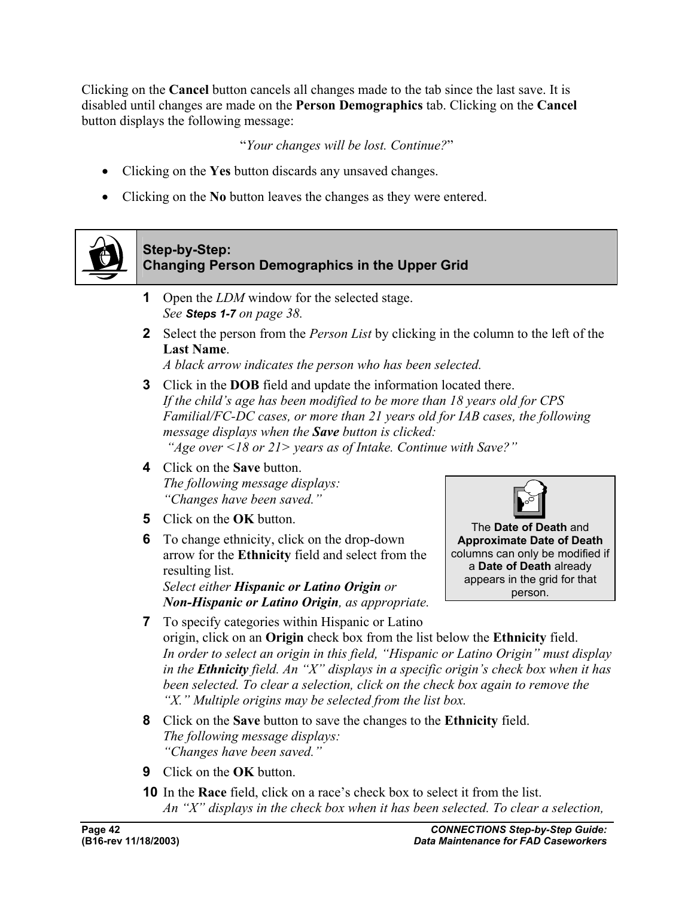Clicking on the **Cancel** button cancels all changes made to the tab since the last save. It is disabled until changes are made on the **Person Demographics** tab. Clicking on the **Cancel** button displays the following message:

"*Your changes will be lost. Continue?*"

- Clicking on the **Yes** button discards any unsaved changes.
- Clicking on the **No** button leaves the changes as they were entered.

## Step-by-Step: Changing Person Demographics in the Upper Grid

**1** Open the *LDM* window for the selected stage.
*See **Steps 1-7** on page 38.*

**2** Select the person from the *Person List* by clicking in the column to the left of the **Last Name**.
*A black arrow indicates the person who has been selected.*

**3** Click in the **DOB** field and update the information located there.
*If the child's age has been modified to be more than 18 years old for CPS Familial/FC-DC cases, or more than 21 years old for IAB cases, the following message displays when the **Save** button is clicked:*
*"Age over <18 or 21> years as of Intake. Continue with Save?"*

**4** Click on the **Save** button.
*The following message displays:*
*"Changes have been saved."*

**5** Click on the **OK** button.

**6** To change ethnicity, click on the drop-down arrow for the **Ethnicity** field and select from the resulting list.
*Select either **Hispanic or Latino Origin** or **Non-Hispanic or Latino Origin**, as appropriate.*

> The **Date of Death** and **Approximate Date of Death** columns can only be modified if a **Date of Death** already appears in the grid for that person.

**7** To specify categories within Hispanic or Latino origin, click on an **Origin** check box from the list below the **Ethnicity** field.
*In order to select an origin in this field, "Hispanic or Latino Origin" must display in the **Ethnicity** field. An "X" displays in a specific origin's check box when it has been selected. To clear a selection, click on the check box again to remove the "X." Multiple origins may be selected from the list box.*

**8** Click on the **Save** button to save the changes to the **Ethnicity** field.
*The following message displays:*
*"Changes have been saved."*

**9** Click on the **OK** button.

**10** In the **Race** field, click on a race's check box to select it from the list.
*An "X" displays in the check box when it has been selected. To clear a selection,*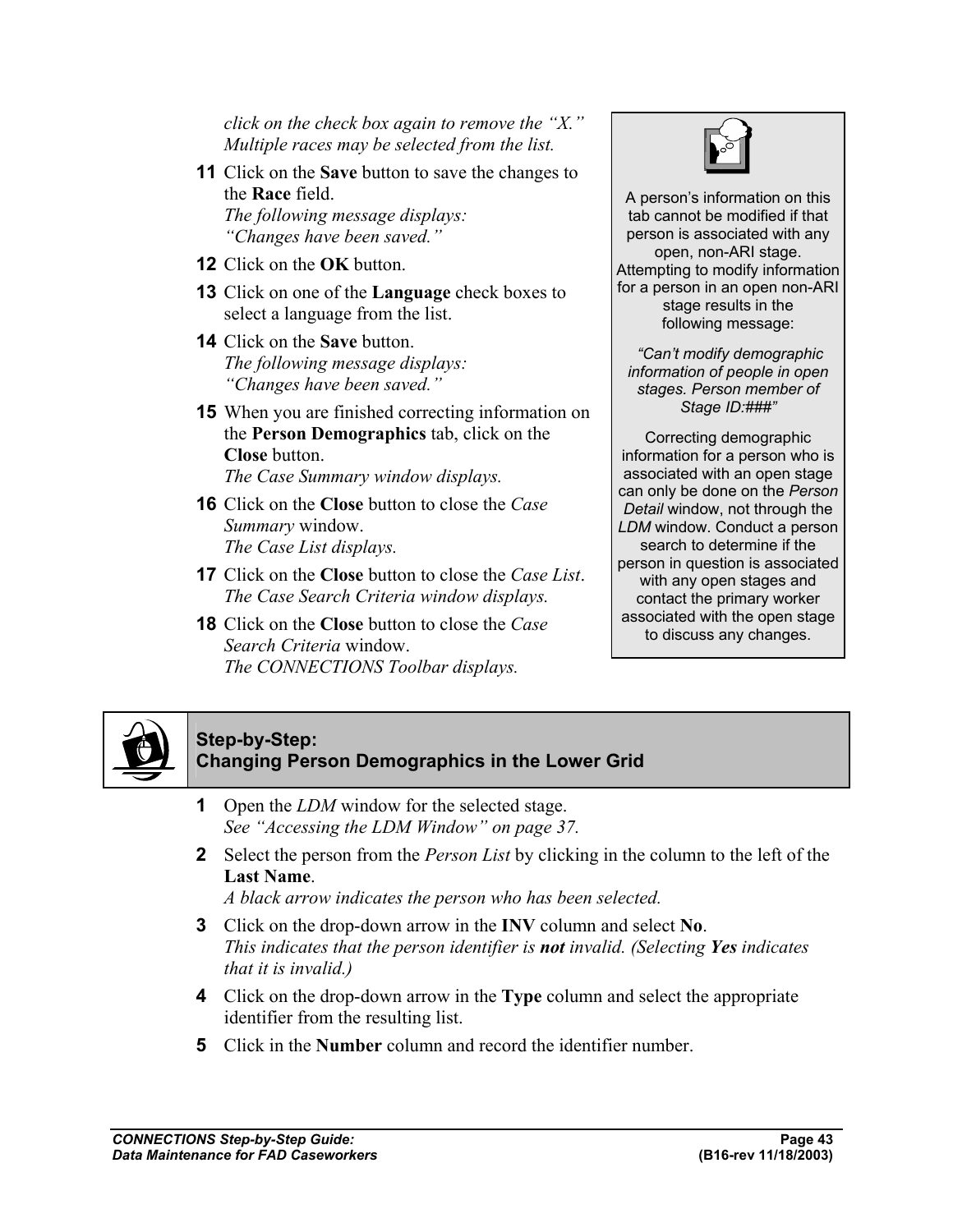click on the check box again to remove the “X.” *Multiple races may be selected from the list.*

**11** Click on the **Save** button to save the changes to the **Race** field.
*The following message displays:*
*“Changes have been saved.”*

**12** Click on the **OK** button.

**13** Click on one of the **Language** check boxes to select a language from the list.

**14** Click on the **Save** button.
*The following message displays:*
*“Changes have been saved.”*

**15** When you are finished correcting information on the **Person Demographics** tab, click on the **Close** button.
*The Case Summary window displays.*

**16** Click on the **Close** button to close the *Case Summary* window.
*The Case List displays.*

**17** Click on the **Close** button to close the *Case List*.
*The Case Search Criteria window displays.*

**18** Click on the **Close** button to close the *Case Search Criteria* window.
*The CONNECTIONS Toolbar displays.*

> A person’s information on this tab cannot be modified if that person is associated with any open, non-ARI stage. Attempting to modify information for a person in an open non-ARI stage results in the following message:
>
> *“Can’t modify demographic information of people in open stages. Person member of Stage ID:###”*
>
> Correcting demographic information for a person who is associated with an open stage can only be done on the *Person Detail* window, not through the *LDM* window. Conduct a person search to determine if the person in question is associated with any open stages and contact the primary worker associated with the open stage to discuss any changes.

## Step-by-Step: Changing Person Demographics in the Lower Grid

**1** Open the *LDM* window for the selected stage.
*See “Accessing the LDM Window” on page 37.*

**2** Select the person from the *Person List* by clicking in the column to the left of the **Last Name**.
*A black arrow indicates the person who has been selected.*

**3** Click on the drop-down arrow in the **INV** column and select **No**.
*This indicates that the person identifier is **not** invalid. (Selecting **Yes** indicates that it is invalid.)*

**4** Click on the drop-down arrow in the **Type** column and select the appropriate identifier from the resulting list.

**5** Click in the **Number** column and record the identifier number.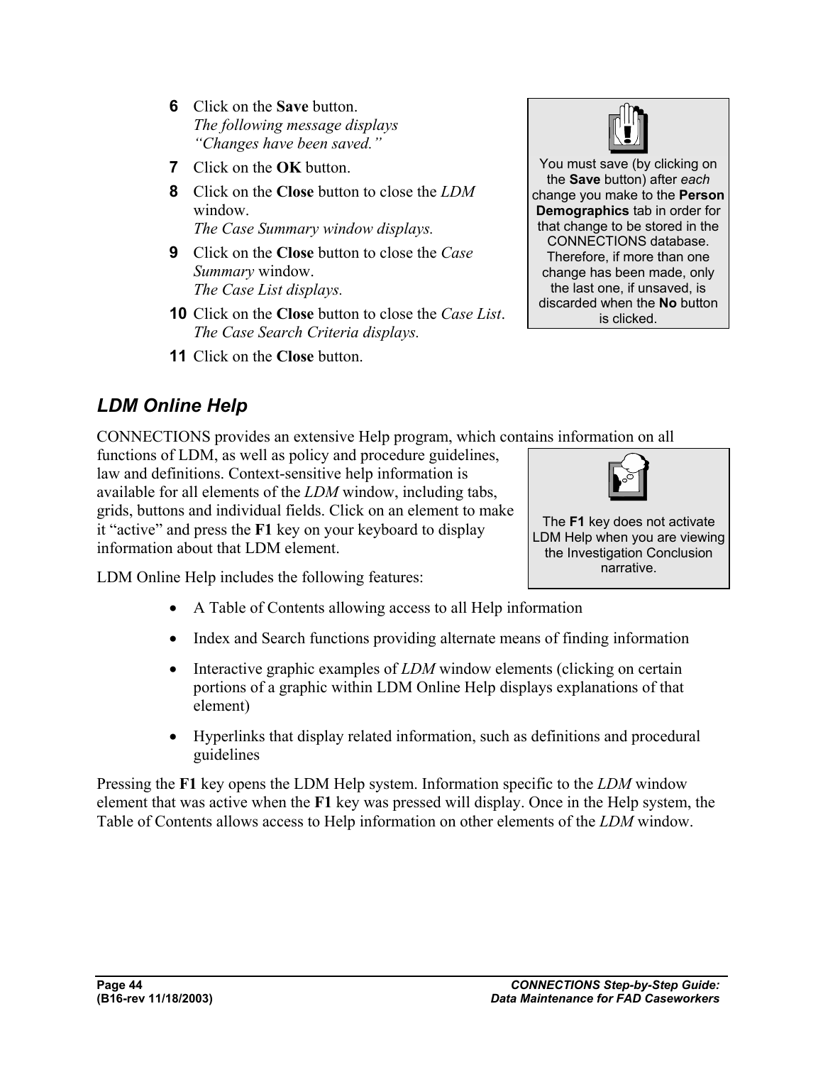6. Click on the **Save** button.
   *The following message displays "Changes have been saved."*
7. Click on the **OK** button.
8. Click on the **Close** button to close the *LDM* window.
   *The Case Summary window displays.*
9. Click on the **Close** button to close the *Case Summary* window.
   *The Case List displays.*
10. Click on the **Close** button to close the *Case List*.
    *The Case Search Criteria displays.*
11. Click on the **Close** button.

> You must save (by clicking on the **Save** button) after *each* change you make to the **Person Demographics** tab in order for that change to be stored in the CONNECTIONS database. Therefore, if more than one change has been made, only the last one, if unsaved, is discarded when the **No** button is clicked.

## *LDM Online Help*

CONNECTIONS provides an extensive Help program, which contains information on all functions of LDM, as well as policy and procedure guidelines, law and definitions. Context-sensitive help information is available for all elements of the *LDM* window, including tabs, grids, buttons and individual fields. Click on an element to make it "active" and press the **F1** key on your keyboard to display information about that LDM element.

> The **F1** key does not activate LDM Help when you are viewing the Investigation Conclusion narrative.

LDM Online Help includes the following features:

- A Table of Contents allowing access to all Help information
- Index and Search functions providing alternate means of finding information
- Interactive graphic examples of *LDM* window elements (clicking on certain portions of a graphic within LDM Online Help displays explanations of that element)
- Hyperlinks that display related information, such as definitions and procedural guidelines

Pressing the **F1** key opens the LDM Help system. Information specific to the *LDM* window element that was active when the **F1** key was pressed will display. Once in the Help system, the Table of Contents allows access to Help information on other elements of the *LDM* window.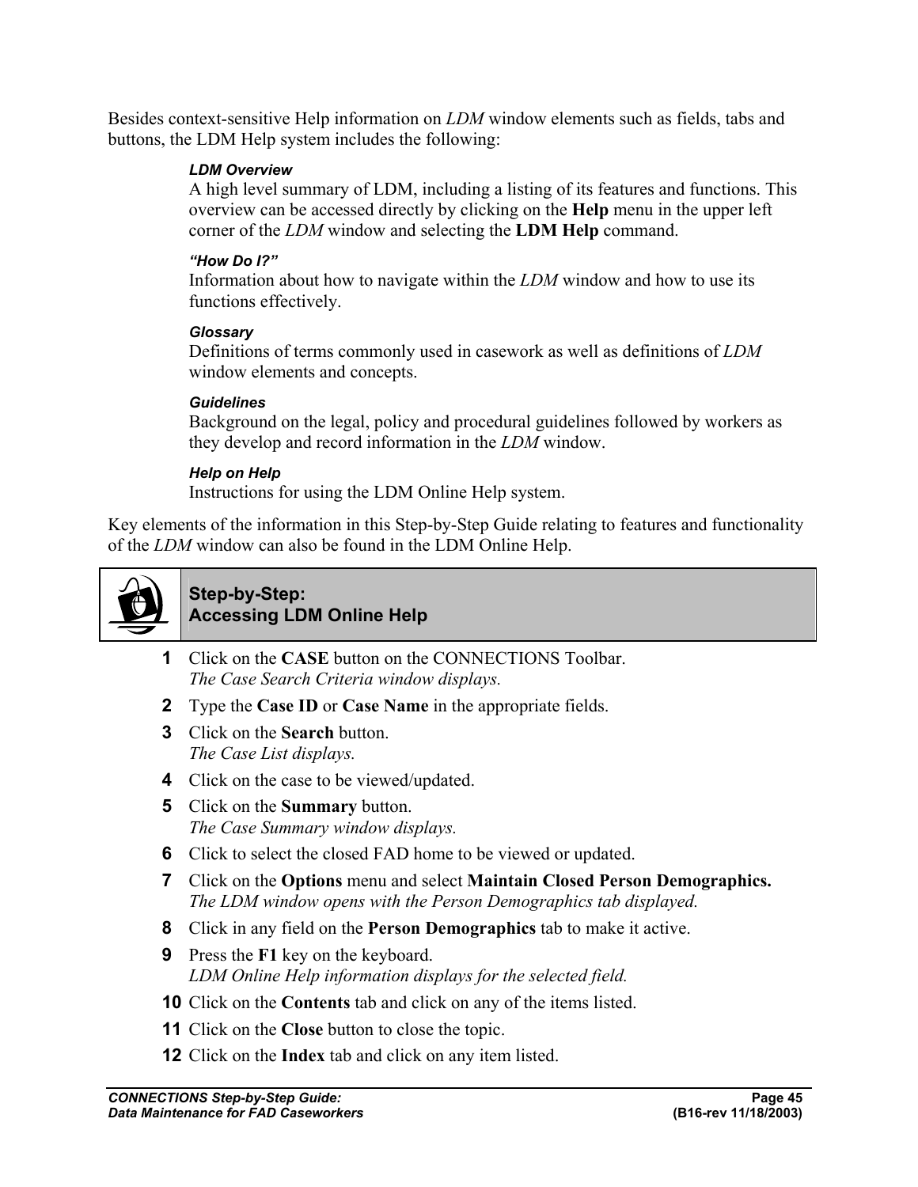Besides context-sensitive Help information on *LDM* window elements such as fields, tabs and buttons, the LDM Help system includes the following:

***LDM Overview***
A high level summary of LDM, including a listing of its features and functions. This overview can be accessed directly by clicking on the **Help** menu in the upper left corner of the *LDM* window and selecting the **LDM Help** command.

***"How Do I?"***
Information about how to navigate within the *LDM* window and how to use its functions effectively.

***Glossary***
Definitions of terms commonly used in casework as well as definitions of *LDM* window elements and concepts.

***Guidelines***
Background on the legal, policy and procedural guidelines followed by workers as they develop and record information in the *LDM* window.

***Help on Help***
Instructions for using the LDM Online Help system.

Key elements of the information in this Step-by-Step Guide relating to features and functionality of the *LDM* window can also be found in the LDM Online Help.

## Step-by-Step: Accessing LDM Online Help

1. Click on the **CASE** button on the CONNECTIONS Toolbar.
   *The Case Search Criteria window displays.*
2. Type the **Case ID** or **Case Name** in the appropriate fields.
3. Click on the **Search** button.
   *The Case List displays.*
4. Click on the case to be viewed/updated.
5. Click on the **Summary** button.
   *The Case Summary window displays.*
6. Click to select the closed FAD home to be viewed or updated.
7. Click on the **Options** menu and select **Maintain Closed Person Demographics.**
   *The LDM window opens with the Person Demographics tab displayed.*
8. Click in any field on the **Person Demographics** tab to make it active.
9. Press the **F1** key on the keyboard.
   *LDM Online Help information displays for the selected field.*
10. Click on the **Contents** tab and click on any of the items listed.
11. Click on the **Close** button to close the topic.
12. Click on the **Index** tab and click on any item listed.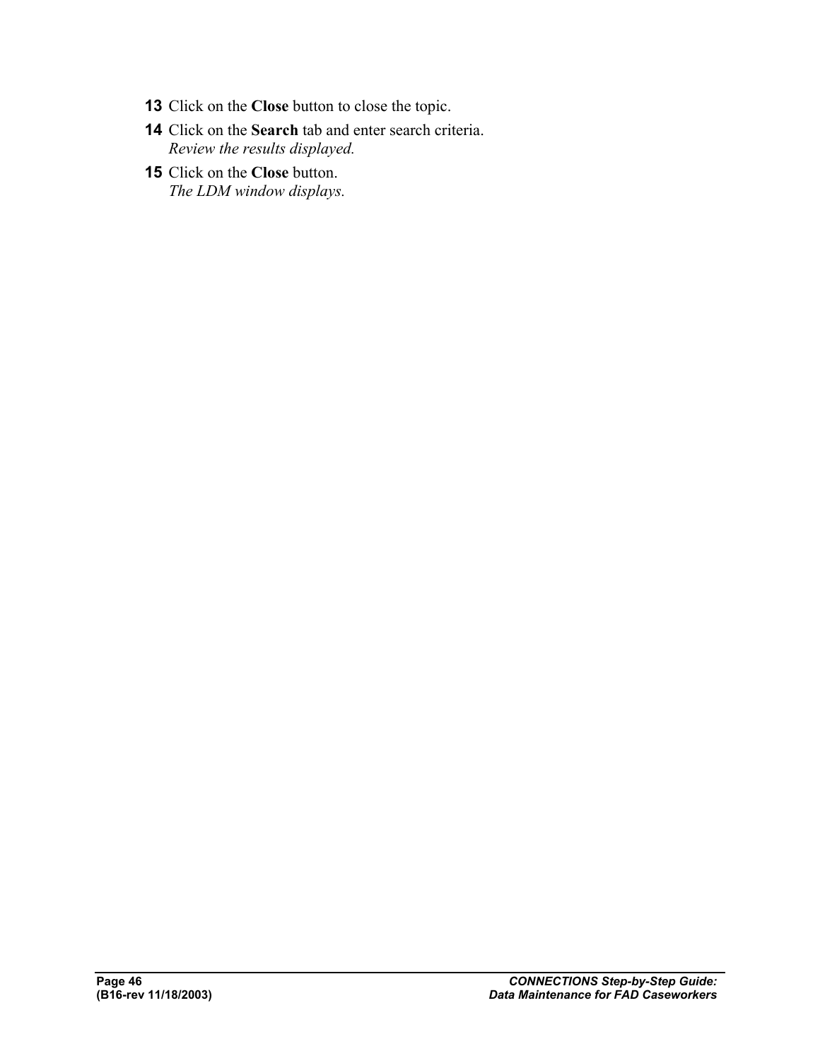13. Click on the **Close** button to close the topic.
14. Click on the **Search** tab and enter search criteria.
    *Review the results displayed.*
15. Click on the **Close** button.
    *The LDM window displays.*